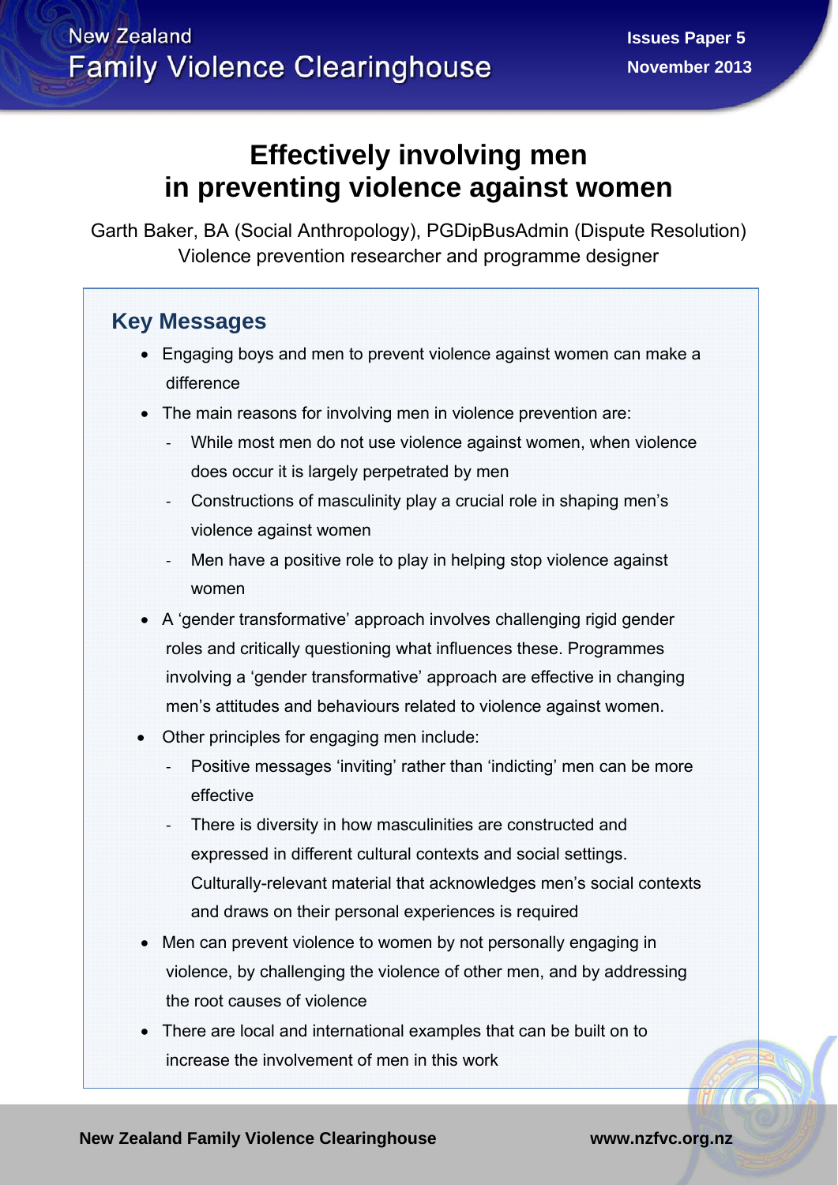New Zealand Family Violence Clearinghouse

Issues Paper 5
November 2013

# Effectively involving men in preventing violence against women

Garth Baker, BA (Social Anthropology), PGDipBusAdmin (Dispute Resolution)
Violence prevention researcher and programme designer

## Key Messages

- Engaging boys and men to prevent violence against women can make a difference
- The main reasons for involving men in violence prevention are:
  - While most men do not use violence against women, when violence does occur it is largely perpetrated by men
  - Constructions of masculinity play a crucial role in shaping men's violence against women
  - Men have a positive role to play in helping stop violence against women
- A 'gender transformative' approach involves challenging rigid gender roles and critically questioning what influences these. Programmes involving a 'gender transformative' approach are effective in changing men's attitudes and behaviours related to violence against women.
- Other principles for engaging men include:
  - Positive messages 'inviting' rather than 'indicting' men can be more effective
  - There is diversity in how masculinities are constructed and expressed in different cultural contexts and social settings. Culturally-relevant material that acknowledges men's social contexts and draws on their personal experiences is required
- Men can prevent violence to women by not personally engaging in violence, by challenging the violence of other men, and by addressing the root causes of violence
- There are local and international examples that can be built on to increase the involvement of men in this work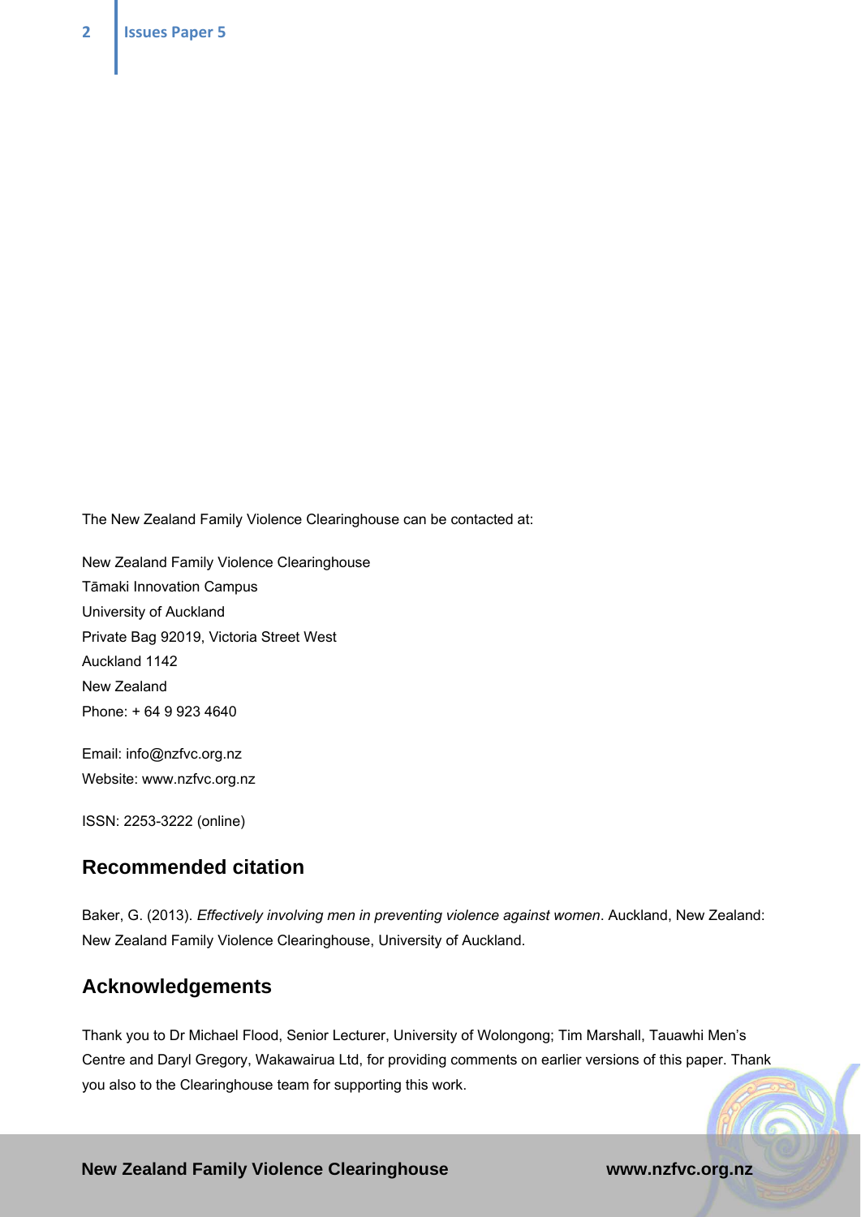The New Zealand Family Violence Clearinghouse can be contacted at:

New Zealand Family Violence Clearinghouse
Tāmaki Innovation Campus
University of Auckland
Private Bag 92019, Victoria Street West
Auckland 1142
New Zealand
Phone: + 64 9 923 4640

Email: info@nzfvc.org.nz
Website: www.nzfvc.org.nz

ISSN: 2253-3222 (online)

## Recommended citation

Baker, G. (2013). *Effectively involving men in preventing violence against women*. Auckland, New Zealand: New Zealand Family Violence Clearinghouse, University of Auckland.

## Acknowledgements

Thank you to Dr Michael Flood, Senior Lecturer, University of Wolongong; Tim Marshall, Tauawhi Men's Centre and Daryl Gregory, Wakawairua Ltd, for providing comments on earlier versions of this paper. Thank you also to the Clearinghouse team for supporting this work.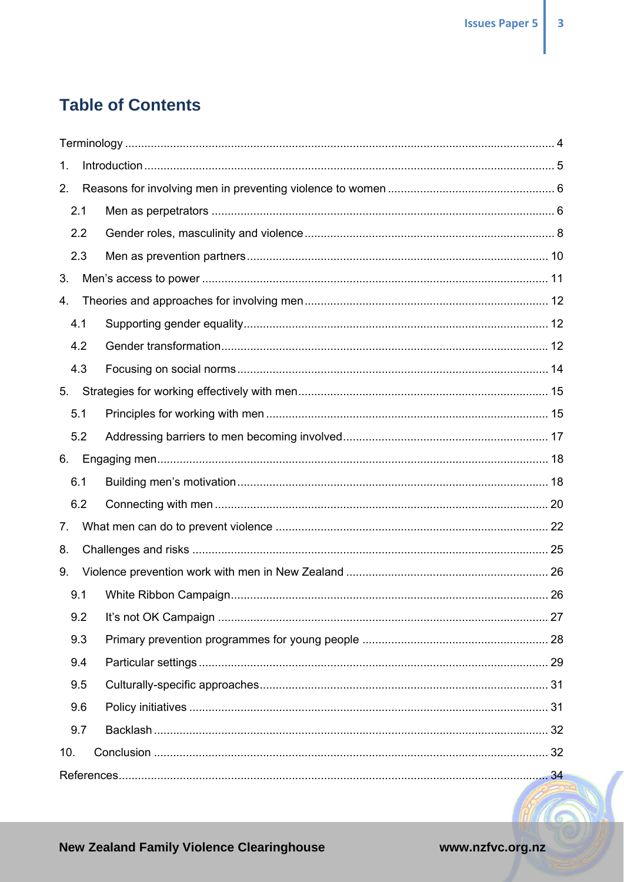# Table of Contents

Terminology .... 4

1. Introduction .... 5
2. Reasons for involving men in preventing violence to women .... 6
   - 2.1 Men as perpetrators .... 6
   - 2.2 Gender roles, masculinity and violence .... 8
   - 2.3 Men as prevention partners .... 10
3. Men's access to power .... 11
4. Theories and approaches for involving men .... 12
   - 4.1 Supporting gender equality .... 12
   - 4.2 Gender transformation .... 12
   - 4.3 Focusing on social norms .... 14
5. Strategies for working effectively with men .... 15
   - 5.1 Principles for working with men .... 15
   - 5.2 Addressing barriers to men becoming involved .... 17
6. Engaging men .... 18
   - 6.1 Building men's motivation .... 18
   - 6.2 Connecting with men .... 20
7. What men can do to prevent violence .... 22
8. Challenges and risks .... 25
9. Violence prevention work with men in New Zealand .... 26
   - 9.1 White Ribbon Campaign .... 26
   - 9.2 It's not OK Campaign .... 27
   - 9.3 Primary prevention programmes for young people .... 28
   - 9.4 Particular settings .... 29
   - 9.5 Culturally-specific approaches .... 31
   - 9.6 Policy initiatives .... 31
   - 9.7 Backlash .... 32
10. Conclusion .... 32

References .... 34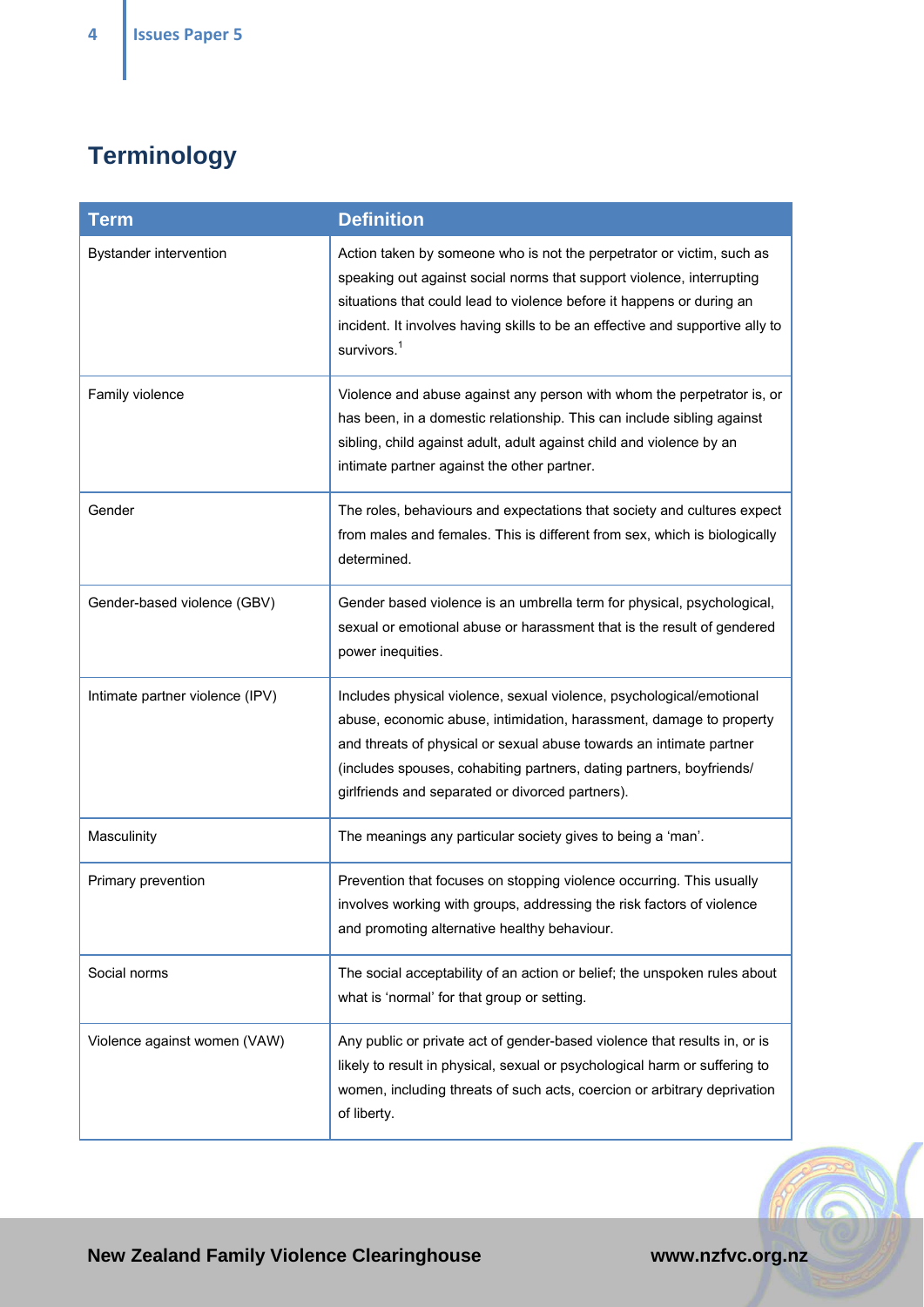## Terminology

| Term | Definition |
| --- | --- |
| Bystander intervention | Action taken by someone who is not the perpetrator or victim, such as speaking out against social norms that support violence, interrupting situations that could lead to violence before it happens or during an incident. It involves having skills to be an effective and supportive ally to survivors.[1] |
| Family violence | Violence and abuse against any person with whom the perpetrator is, or has been, in a domestic relationship. This can include sibling against sibling, child against adult, adult against child and violence by an intimate partner against the other partner. |
| Gender | The roles, behaviours and expectations that society and cultures expect from males and females. This is different from sex, which is biologically determined. |
| Gender-based violence (GBV) | Gender based violence is an umbrella term for physical, psychological, sexual or emotional abuse or harassment that is the result of gendered power inequities. |
| Intimate partner violence (IPV) | Includes physical violence, sexual violence, psychological/emotional abuse, economic abuse, intimidation, harassment, damage to property and threats of physical or sexual abuse towards an intimate partner (includes spouses, cohabiting partners, dating partners, boyfriends/ girlfriends and separated or divorced partners). |
| Masculinity | The meanings any particular society gives to being a 'man'. |
| Primary prevention | Prevention that focuses on stopping violence occurring. This usually involves working with groups, addressing the risk factors of violence and promoting alternative healthy behaviour. |
| Social norms | The social acceptability of an action or belief; the unspoken rules about what is 'normal' for that group or setting. |
| Violence against women (VAW) | Any public or private act of gender-based violence that results in, or is likely to result in physical, sexual or psychological harm or suffering to women, including threats of such acts, coercion or arbitrary deprivation of liberty. |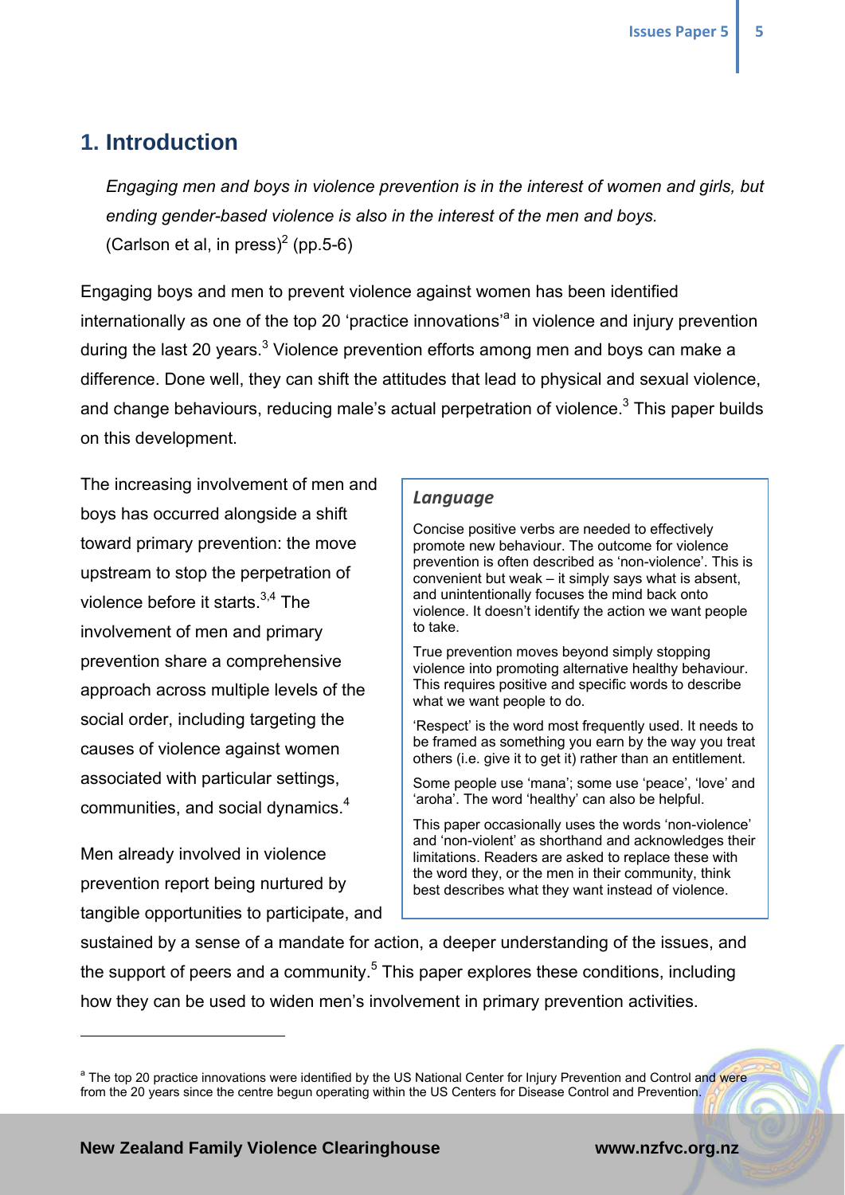# 1. Introduction

> *Engaging men and boys in violence prevention is in the interest of women and girls, but ending gender-based violence is also in the interest of the men and boys.*
> (Carlson et al, in press)[2] (pp.5-6)

Engaging boys and men to prevent violence against women has been identified internationally as one of the top 20 'practice innovations'[a] in violence and injury prevention during the last 20 years.[3] Violence prevention efforts among men and boys can make a difference. Done well, they can shift the attitudes that lead to physical and sexual violence, and change behaviours, reducing male's actual perpetration of violence.[3] This paper builds on this development.

The increasing involvement of men and boys has occurred alongside a shift toward primary prevention: the move upstream to stop the perpetration of violence before it starts.[3,4] The involvement of men and primary prevention share a comprehensive approach across multiple levels of the social order, including targeting the causes of violence against women associated with particular settings, communities, and social dynamics.[4]

Men already involved in violence prevention report being nurtured by tangible opportunities to participate, and sustained by a sense of a mandate for action, a deeper understanding of the issues, and the support of peers and a community.[5] This paper explores these conditions, including how they can be used to widen men's involvement in primary prevention activities.

> ***Language***
>
> Concise positive verbs are needed to effectively promote new behaviour. The outcome for violence prevention is often described as 'non-violence'. This is convenient but weak – it simply says what is absent, and unintentionally focuses the mind back onto violence. It doesn't identify the action we want people to take.
>
> True prevention moves beyond simply stopping violence into promoting alternative healthy behaviour. This requires positive and specific words to describe what we want people to do.
>
> 'Respect' is the word most frequently used. It needs to be framed as something you earn by the way you treat others (i.e. give it to get it) rather than an entitlement.
>
> Some people use 'mana'; some use 'peace', 'love' and 'aroha'. The word 'healthy' can also be helpful.
>
> This paper occasionally uses the words 'non-violence' and 'non-violent' as shorthand and acknowledges their limitations. Readers are asked to replace these with the word they, or the men in their community, think best describes what they want instead of violence.

---

[a] The top 20 practice innovations were identified by the US National Center for Injury Prevention and Control and were from the 20 years since the centre begun operating within the US Centers for Disease Control and Prevention.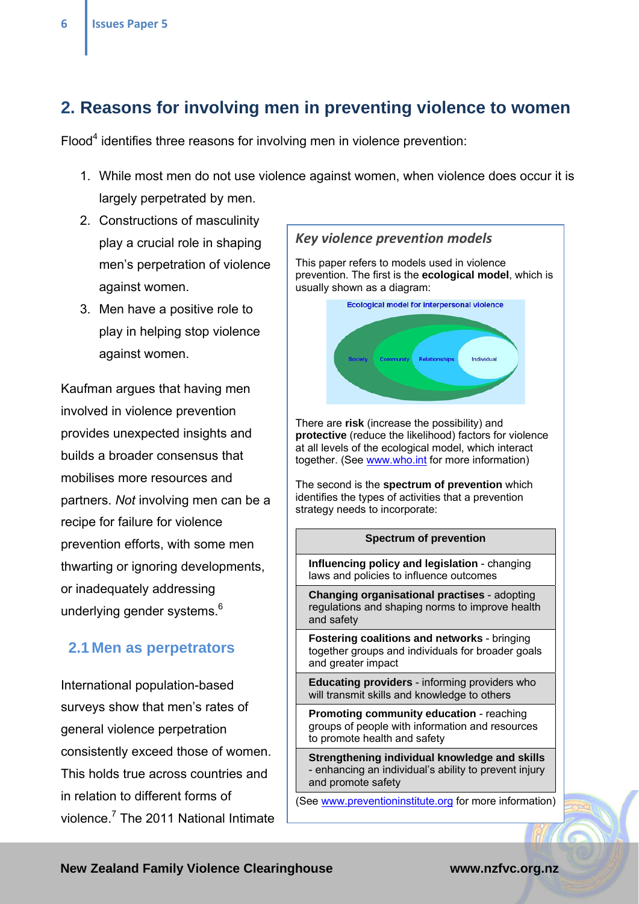## 2. Reasons for involving men in preventing violence to women

Flood[4] identifies three reasons for involving men in violence prevention:

1. While most men do not use violence against women, when violence does occur it is largely perpetrated by men.
2. Constructions of masculinity play a crucial role in shaping men's perpetration of violence against women.
3. Men have a positive role to play in helping stop violence against women.

Kaufman argues that having men involved in violence prevention provides unexpected insights and builds a broader consensus that mobilises more resources and partners. *Not* involving men can be a recipe for failure for violence prevention efforts, with some men thwarting or ignoring developments, or inadequately addressing underlying gender systems.[6]

### 2.1 Men as perpetrators

International population-based surveys show that men's rates of general violence perpetration consistently exceed those of women. This holds true across countries and in relation to different forms of violence.[7] The 2011 National Intimate

---

***Key violence prevention models***

This paper refers to models used in violence prevention. The first is the **ecological model**, which is usually shown as a diagram:

Ecological model for interpersonal violence

Society | Community | Relationships | Individual

There are **risk** (increase the possibility) and **protective** (reduce the likelihood) factors for violence at all levels of the ecological model, which interact together. (See www.who.int for more information)

The second is the **spectrum of prevention** which identifies the types of activities that a prevention strategy needs to incorporate:

| Spectrum of prevention |
| --- |
| **Influencing policy and legislation** - changing laws and policies to influence outcomes |
| **Changing organisational practises** - adopting regulations and shaping norms to improve health and safety |
| **Fostering coalitions and networks** - bringing together groups and individuals for broader goals and greater impact |
| **Educating providers** - informing providers who will transmit skills and knowledge to others |
| **Promoting community education** - reaching groups of people with information and resources to promote health and safety |
| **Strengthening individual knowledge and skills** - enhancing an individual's ability to prevent injury and promote safety |

(See www.preventioninstitute.org for more information)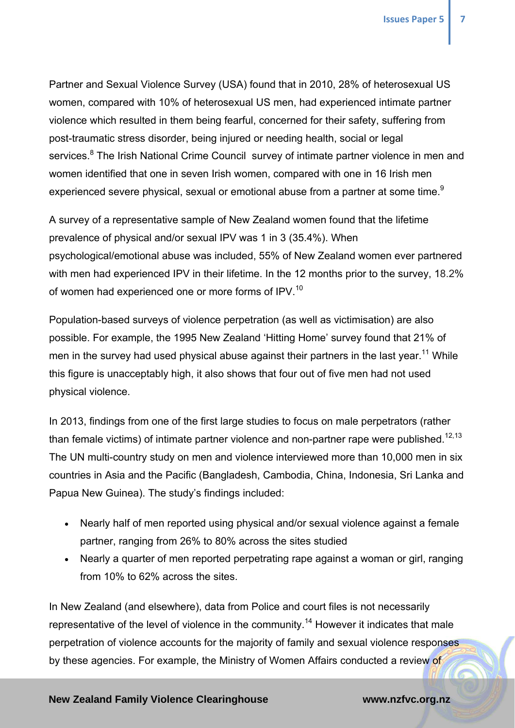Partner and Sexual Violence Survey (USA) found that in 2010, 28% of heterosexual US women, compared with 10% of heterosexual US men, had experienced intimate partner violence which resulted in them being fearful, concerned for their safety, suffering from post-traumatic stress disorder, being injured or needing health, social or legal services.[8] The Irish National Crime Council survey of intimate partner violence in men and women identified that one in seven Irish women, compared with one in 16 Irish men experienced severe physical, sexual or emotional abuse from a partner at some time.[9]

A survey of a representative sample of New Zealand women found that the lifetime prevalence of physical and/or sexual IPV was 1 in 3 (35.4%). When psychological/emotional abuse was included, 55% of New Zealand women ever partnered with men had experienced IPV in their lifetime. In the 12 months prior to the survey, 18.2% of women had experienced one or more forms of IPV.[10]

Population-based surveys of violence perpetration (as well as victimisation) are also possible. For example, the 1995 New Zealand 'Hitting Home' survey found that 21% of men in the survey had used physical abuse against their partners in the last year.[11] While this figure is unacceptably high, it also shows that four out of five men had not used physical violence.

In 2013, findings from one of the first large studies to focus on male perpetrators (rather than female victims) of intimate partner violence and non-partner rape were published.[12,13] The UN multi-country study on men and violence interviewed more than 10,000 men in six countries in Asia and the Pacific (Bangladesh, Cambodia, China, Indonesia, Sri Lanka and Papua New Guinea). The study's findings included:

- Nearly half of men reported using physical and/or sexual violence against a female partner, ranging from 26% to 80% across the sites studied
- Nearly a quarter of men reported perpetrating rape against a woman or girl, ranging from 10% to 62% across the sites.

In New Zealand (and elsewhere), data from Police and court files is not necessarily representative of the level of violence in the community.[14] However it indicates that male perpetration of violence accounts for the majority of family and sexual violence responses by these agencies. For example, the Ministry of Women Affairs conducted a review of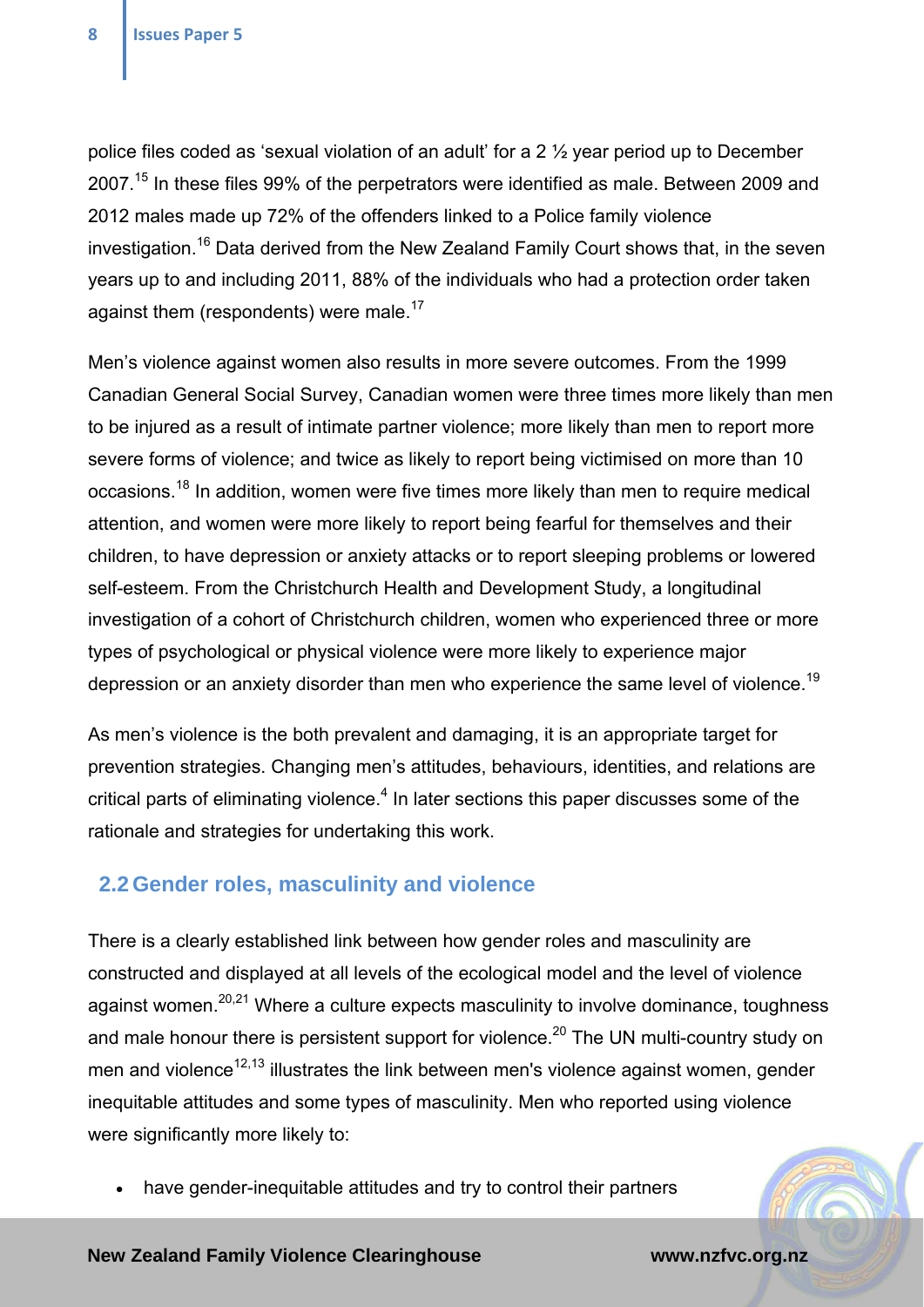police files coded as 'sexual violation of an adult' for a 2 ½ year period up to December 2007.[15] In these files 99% of the perpetrators were identified as male. Between 2009 and 2012 males made up 72% of the offenders linked to a Police family violence investigation.[16] Data derived from the New Zealand Family Court shows that, in the seven years up to and including 2011, 88% of the individuals who had a protection order taken against them (respondents) were male.[17]

Men's violence against women also results in more severe outcomes. From the 1999 Canadian General Social Survey, Canadian women were three times more likely than men to be injured as a result of intimate partner violence; more likely than men to report more severe forms of violence; and twice as likely to report being victimised on more than 10 occasions.[18] In addition, women were five times more likely than men to require medical attention, and women were more likely to report being fearful for themselves and their children, to have depression or anxiety attacks or to report sleeping problems or lowered self-esteem. From the Christchurch Health and Development Study, a longitudinal investigation of a cohort of Christchurch children, women who experienced three or more types of psychological or physical violence were more likely to experience major depression or an anxiety disorder than men who experience the same level of violence.[19]

As men's violence is the both prevalent and damaging, it is an appropriate target for prevention strategies. Changing men's attitudes, behaviours, identities, and relations are critical parts of eliminating violence.[4] In later sections this paper discusses some of the rationale and strategies for undertaking this work.

## 2.2 Gender roles, masculinity and violence

There is a clearly established link between how gender roles and masculinity are constructed and displayed at all levels of the ecological model and the level of violence against women.[20,21] Where a culture expects masculinity to involve dominance, toughness and male honour there is persistent support for violence.[20] The UN multi-country study on men and violence[12,13] illustrates the link between men's violence against women, gender inequitable attitudes and some types of masculinity. Men who reported using violence were significantly more likely to:

- have gender-inequitable attitudes and try to control their partners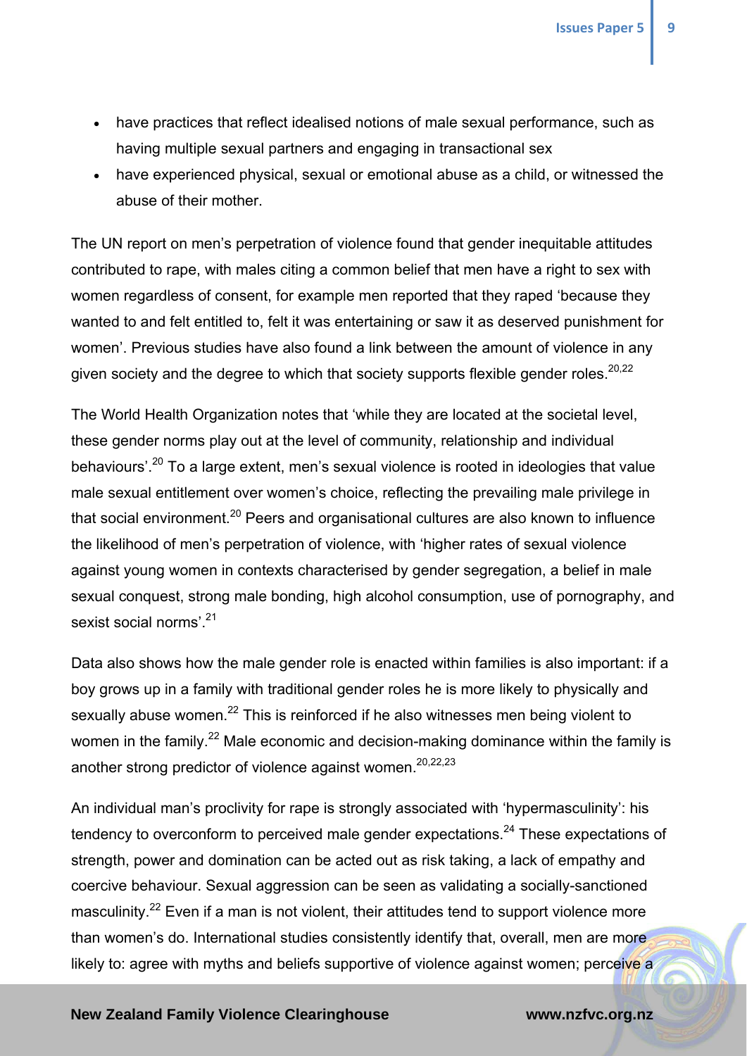- have practices that reflect idealised notions of male sexual performance, such as having multiple sexual partners and engaging in transactional sex
- have experienced physical, sexual or emotional abuse as a child, or witnessed the abuse of their mother.

The UN report on men's perpetration of violence found that gender inequitable attitudes contributed to rape, with males citing a common belief that men have a right to sex with women regardless of consent, for example men reported that they raped 'because they wanted to and felt entitled to, felt it was entertaining or saw it as deserved punishment for women'. Previous studies have also found a link between the amount of violence in any given society and the degree to which that society supports flexible gender roles.[20,22]

The World Health Organization notes that 'while they are located at the societal level, these gender norms play out at the level of community, relationship and individual behaviours'.[20] To a large extent, men's sexual violence is rooted in ideologies that value male sexual entitlement over women's choice, reflecting the prevailing male privilege in that social environment.[20] Peers and organisational cultures are also known to influence the likelihood of men's perpetration of violence, with 'higher rates of sexual violence against young women in contexts characterised by gender segregation, a belief in male sexual conquest, strong male bonding, high alcohol consumption, use of pornography, and sexist social norms'.[21]

Data also shows how the male gender role is enacted within families is also important: if a boy grows up in a family with traditional gender roles he is more likely to physically and sexually abuse women.[22] This is reinforced if he also witnesses men being violent to women in the family.[22] Male economic and decision-making dominance within the family is another strong predictor of violence against women.[20,22,23]

An individual man's proclivity for rape is strongly associated with 'hypermasculinity': his tendency to overconform to perceived male gender expectations.[24] These expectations of strength, power and domination can be acted out as risk taking, a lack of empathy and coercive behaviour. Sexual aggression can be seen as validating a socially-sanctioned masculinity.[22] Even if a man is not violent, their attitudes tend to support violence more than women's do. International studies consistently identify that, overall, men are more likely to: agree with myths and beliefs supportive of violence against women; perceive a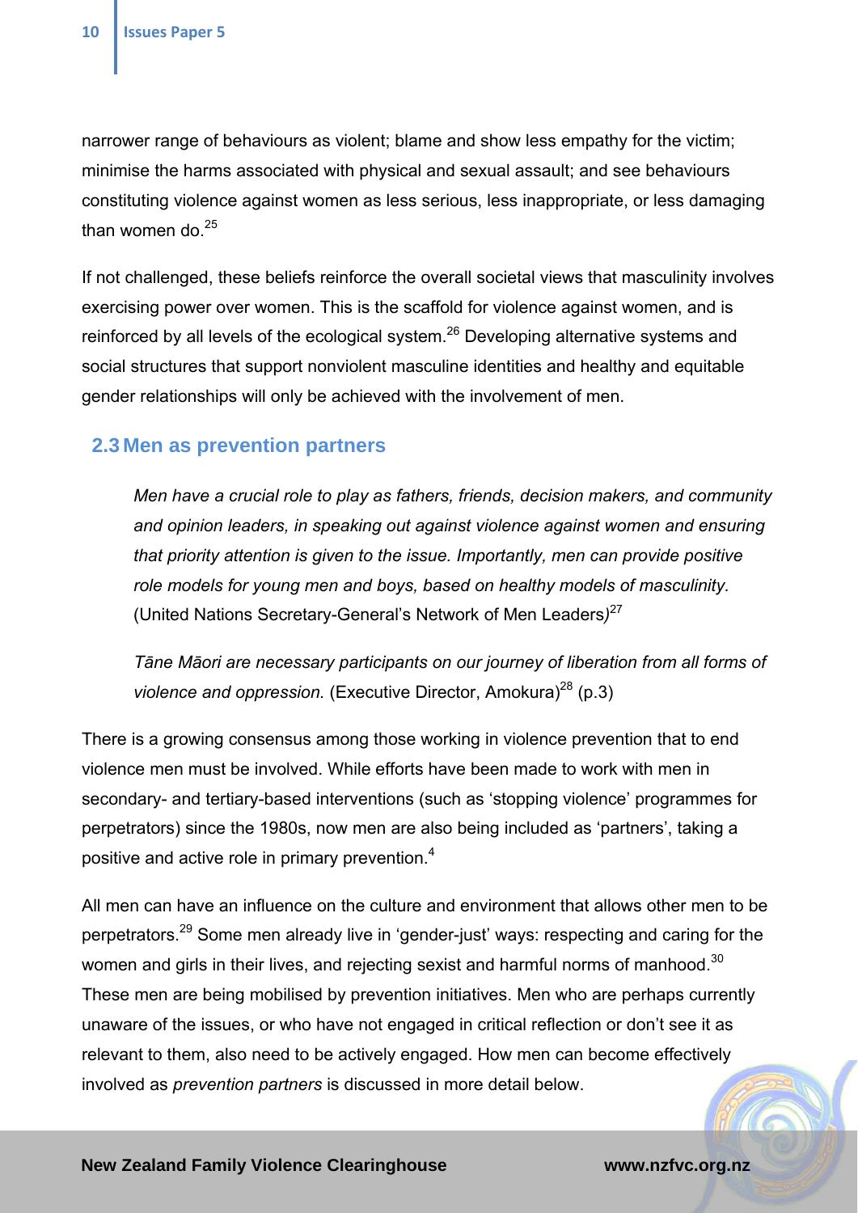narrower range of behaviours as violent; blame and show less empathy for the victim; minimise the harms associated with physical and sexual assault; and see behaviours constituting violence against women as less serious, less inappropriate, or less damaging than women do.[25]

If not challenged, these beliefs reinforce the overall societal views that masculinity involves exercising power over women. This is the scaffold for violence against women, and is reinforced by all levels of the ecological system.[26] Developing alternative systems and social structures that support nonviolent masculine identities and healthy and equitable gender relationships will only be achieved with the involvement of men.

## 2.3 Men as prevention partners

> *Men have a crucial role to play as fathers, friends, decision makers, and community and opinion leaders, in speaking out against violence against women and ensuring that priority attention is given to the issue. Importantly, men can provide positive role models for young men and boys, based on healthy models of masculinity.* (United Nations Secretary-General's Network of Men Leaders)[27]

> *Tāne Māori are necessary participants on our journey of liberation from all forms of violence and oppression.* (Executive Director, Amokura)[28] (p.3)

There is a growing consensus among those working in violence prevention that to end violence men must be involved. While efforts have been made to work with men in secondary- and tertiary-based interventions (such as 'stopping violence' programmes for perpetrators) since the 1980s, now men are also being included as 'partners', taking a positive and active role in primary prevention.[4]

All men can have an influence on the culture and environment that allows other men to be perpetrators.[29] Some men already live in 'gender-just' ways: respecting and caring for the women and girls in their lives, and rejecting sexist and harmful norms of manhood.[30] These men are being mobilised by prevention initiatives. Men who are perhaps currently unaware of the issues, or who have not engaged in critical reflection or don't see it as relevant to them, also need to be actively engaged. How men can become effectively involved as *prevention partners* is discussed in more detail below.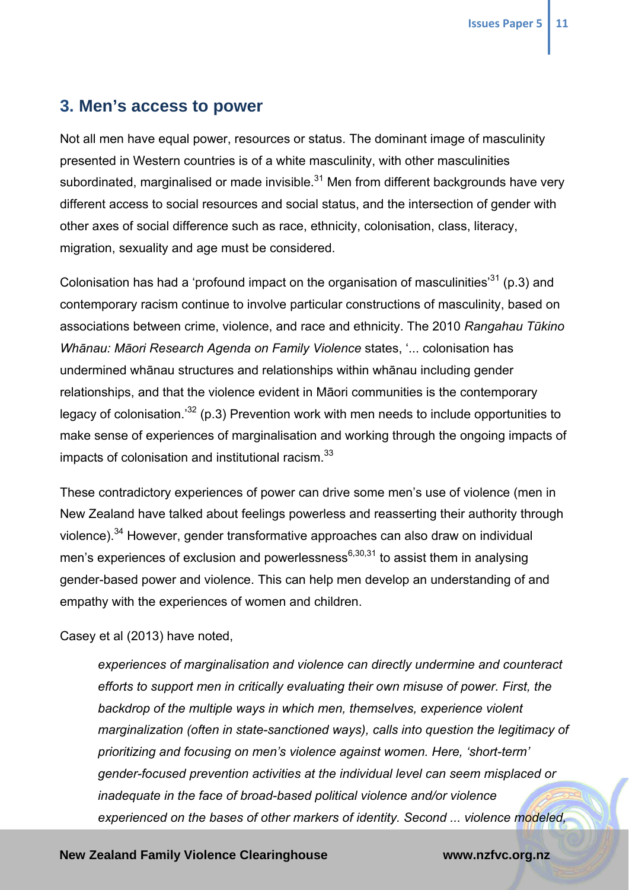## 3. Men's access to power

Not all men have equal power, resources or status. The dominant image of masculinity presented in Western countries is of a white masculinity, with other masculinities subordinated, marginalised or made invisible.[31] Men from different backgrounds have very different access to social resources and social status, and the intersection of gender with other axes of social difference such as race, ethnicity, colonisation, class, literacy, migration, sexuality and age must be considered.

Colonisation has had a 'profound impact on the organisation of masculinities'[31] (p.3) and contemporary racism continue to involve particular constructions of masculinity, based on associations between crime, violence, and race and ethnicity. The 2010 *Rangahau Tūkino Whānau: Māori Research Agenda on Family Violence* states, '... colonisation has undermined whānau structures and relationships within whānau including gender relationships, and that the violence evident in Māori communities is the contemporary legacy of colonisation.'[32] (p.3) Prevention work with men needs to include opportunities to make sense of experiences of marginalisation and working through the ongoing impacts of impacts of colonisation and institutional racism.[33]

These contradictory experiences of power can drive some men's use of violence (men in New Zealand have talked about feelings powerless and reasserting their authority through violence).[34] However, gender transformative approaches can also draw on individual men's experiences of exclusion and powerlessness[6,30,31] to assist them in analysing gender-based power and violence. This can help men develop an understanding of and empathy with the experiences of women and children.

Casey et al (2013) have noted,

> *experiences of marginalisation and violence can directly undermine and counteract efforts to support men in critically evaluating their own misuse of power. First, the backdrop of the multiple ways in which men, themselves, experience violent marginalization (often in state-sanctioned ways), calls into question the legitimacy of prioritizing and focusing on men's violence against women. Here, 'short-term' gender-focused prevention activities at the individual level can seem misplaced or inadequate in the face of broad-based political violence and/or violence experienced on the bases of other markers of identity. Second ... violence modeled,*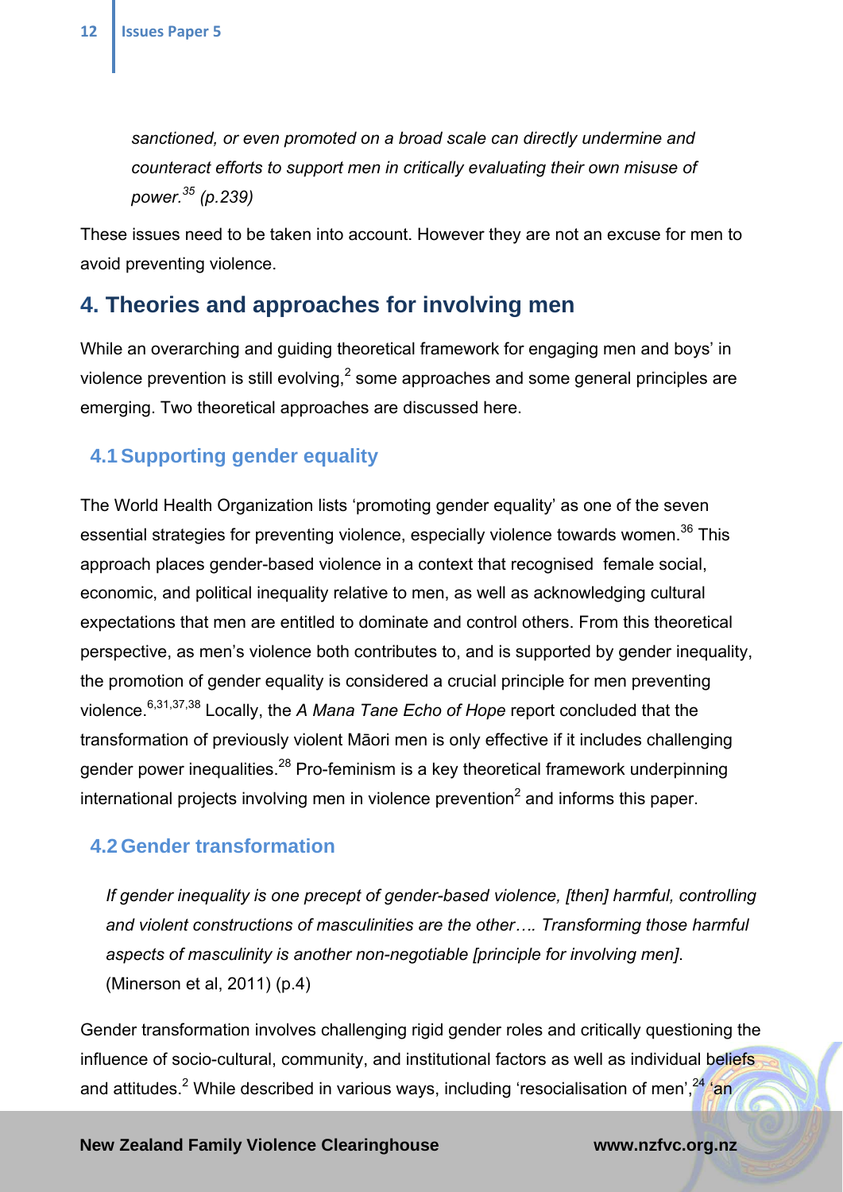*sanctioned, or even promoted on a broad scale can directly undermine and counteract efforts to support men in critically evaluating their own misuse of power.*[35] *(p.239)*

These issues need to be taken into account. However they are not an excuse for men to avoid preventing violence.

## 4. Theories and approaches for involving men

While an overarching and guiding theoretical framework for engaging men and boys' in violence prevention is still evolving,[2] some approaches and some general principles are emerging. Two theoretical approaches are discussed here.

### 4.1 Supporting gender equality

The World Health Organization lists 'promoting gender equality' as one of the seven essential strategies for preventing violence, especially violence towards women.[36] This approach places gender-based violence in a context that recognised female social, economic, and political inequality relative to men, as well as acknowledging cultural expectations that men are entitled to dominate and control others. From this theoretical perspective, as men's violence both contributes to, and is supported by gender inequality, the promotion of gender equality is considered a crucial principle for men preventing violence.[6,31,37,38] Locally, the *A Mana Tane Echo of Hope* report concluded that the transformation of previously violent Māori men is only effective if it includes challenging gender power inequalities.[28] Pro-feminism is a key theoretical framework underpinning international projects involving men in violence prevention[2] and informs this paper.

### 4.2 Gender transformation

*If gender inequality is one precept of gender-based violence, [then] harmful, controlling and violent constructions of masculinities are the other…. Transforming those harmful aspects of masculinity is another non-negotiable [principle for involving men].* (Minerson et al, 2011) (p.4)

Gender transformation involves challenging rigid gender roles and critically questioning the influence of socio-cultural, community, and institutional factors as well as individual beliefs and attitudes.[2] While described in various ways, including 'resocialisation of men',[24] 'an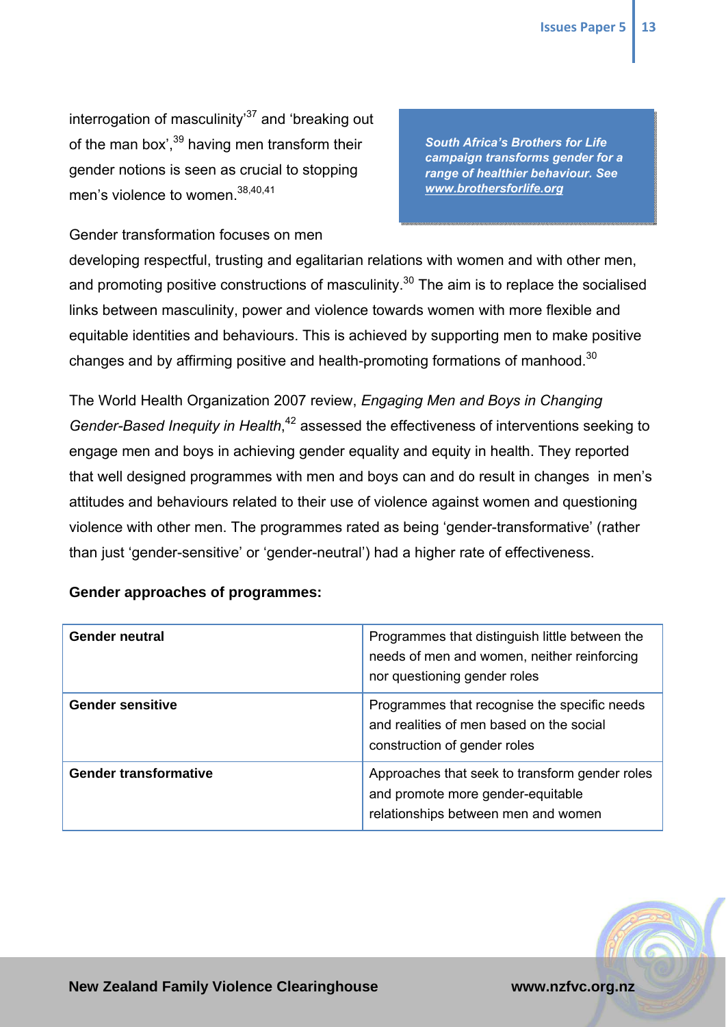interrogation of masculinity'[37] and 'breaking out of the man box',[39] having men transform their gender notions is seen as crucial to stopping men's violence to women.[38,40,41]

***South Africa's Brothers for Life campaign transforms gender for a range of healthier behaviour. See www.brothersforlife.org***

Gender transformation focuses on men developing respectful, trusting and egalitarian relations with women and with other men, and promoting positive constructions of masculinity.[30] The aim is to replace the socialised links between masculinity, power and violence towards women with more flexible and equitable identities and behaviours. This is achieved by supporting men to make positive changes and by affirming positive and health-promoting formations of manhood.[30]

The World Health Organization 2007 review, *Engaging Men and Boys in Changing Gender-Based Inequity in Health*,[42] assessed the effectiveness of interventions seeking to engage men and boys in achieving gender equality and equity in health. They reported that well designed programmes with men and boys can and do result in changes in men's attitudes and behaviours related to their use of violence against women and questioning violence with other men. The programmes rated as being 'gender-transformative' (rather than just 'gender-sensitive' or 'gender-neutral') had a higher rate of effectiveness.

**Gender approaches of programmes:**

| | |
|---|---|
| **Gender neutral** | Programmes that distinguish little between the needs of men and women, neither reinforcing nor questioning gender roles |
| **Gender sensitive** | Programmes that recognise the specific needs and realities of men based on the social construction of gender roles |
| **Gender transformative** | Approaches that seek to transform gender roles and promote more gender-equitable relationships between men and women |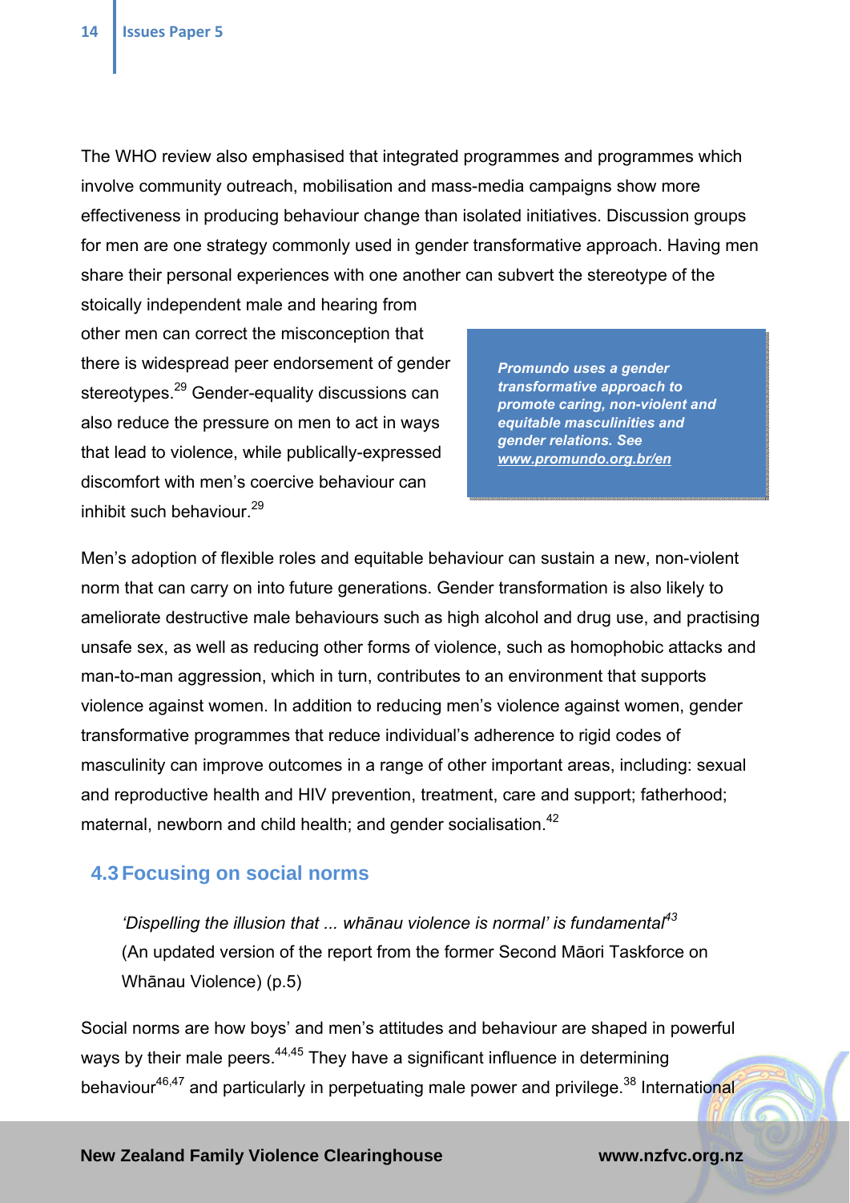The WHO review also emphasised that integrated programmes and programmes which involve community outreach, mobilisation and mass-media campaigns show more effectiveness in producing behaviour change than isolated initiatives. Discussion groups for men are one strategy commonly used in gender transformative approach. Having men share their personal experiences with one another can subvert the stereotype of the stoically independent male and hearing from other men can correct the misconception that there is widespread peer endorsement of gender stereotypes.[29] Gender-equality discussions can also reduce the pressure on men to act in ways that lead to violence, while publically-expressed discomfort with men's coercive behaviour can inhibit such behaviour.[29]

> ***Promundo uses a gender transformative approach to promote caring, non-violent and equitable masculinities and gender relations. See www.promundo.org.br/en***

Men's adoption of flexible roles and equitable behaviour can sustain a new, non-violent norm that can carry on into future generations. Gender transformation is also likely to ameliorate destructive male behaviours such as high alcohol and drug use, and practising unsafe sex, as well as reducing other forms of violence, such as homophobic attacks and man-to-man aggression, which in turn, contributes to an environment that supports violence against women. In addition to reducing men's violence against women, gender transformative programmes that reduce individual's adherence to rigid codes of masculinity can improve outcomes in a range of other important areas, including: sexual and reproductive health and HIV prevention, treatment, care and support; fatherhood; maternal, newborn and child health; and gender socialisation.[42]

## 4.3 Focusing on social norms

> *'Dispelling the illusion that ... whānau violence is normal' is fundamental*[43]
> (An updated version of the report from the former Second Māori Taskforce on Whānau Violence) (p.5)

Social norms are how boys' and men's attitudes and behaviour are shaped in powerful ways by their male peers.[44,45] They have a significant influence in determining behaviour[46,47] and particularly in perpetuating male power and privilege.[38] International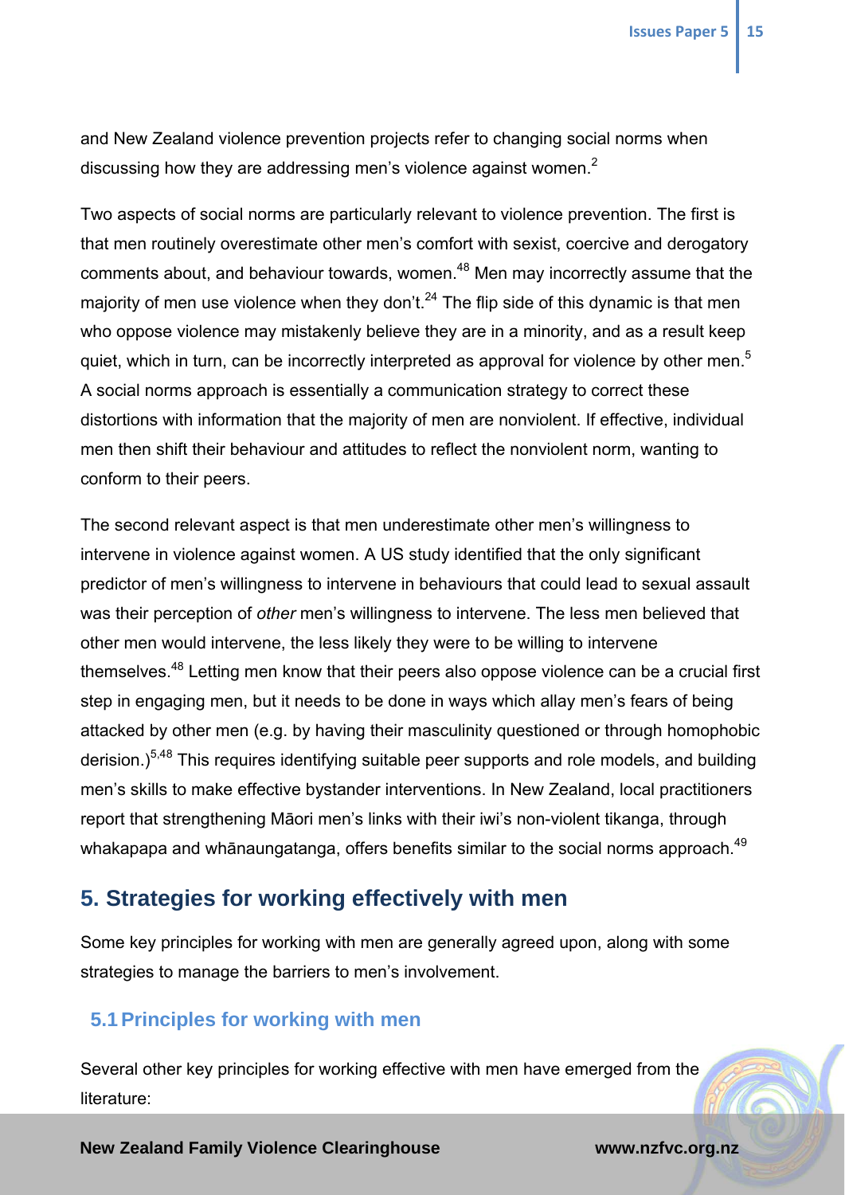and New Zealand violence prevention projects refer to changing social norms when discussing how they are addressing men's violence against women.[2]

Two aspects of social norms are particularly relevant to violence prevention. The first is that men routinely overestimate other men's comfort with sexist, coercive and derogatory comments about, and behaviour towards, women.[48] Men may incorrectly assume that the majority of men use violence when they don't.[24] The flip side of this dynamic is that men who oppose violence may mistakenly believe they are in a minority, and as a result keep quiet, which in turn, can be incorrectly interpreted as approval for violence by other men.[5] A social norms approach is essentially a communication strategy to correct these distortions with information that the majority of men are nonviolent. If effective, individual men then shift their behaviour and attitudes to reflect the nonviolent norm, wanting to conform to their peers.

The second relevant aspect is that men underestimate other men's willingness to intervene in violence against women. A US study identified that the only significant predictor of men's willingness to intervene in behaviours that could lead to sexual assault was their perception of *other* men's willingness to intervene. The less men believed that other men would intervene, the less likely they were to be willing to intervene themselves.[48] Letting men know that their peers also oppose violence can be a crucial first step in engaging men, but it needs to be done in ways which allay men's fears of being attacked by other men (e.g. by having their masculinity questioned or through homophobic derision.)[5,48] This requires identifying suitable peer supports and role models, and building men's skills to make effective bystander interventions. In New Zealand, local practitioners report that strengthening Māori men's links with their iwi's non-violent tikanga, through whakapapa and whānaungatanga, offers benefits similar to the social norms approach.[49]

## 5. Strategies for working effectively with men

Some key principles for working with men are generally agreed upon, along with some strategies to manage the barriers to men's involvement.

### 5.1 Principles for working with men

Several other key principles for working effective with men have emerged from the literature: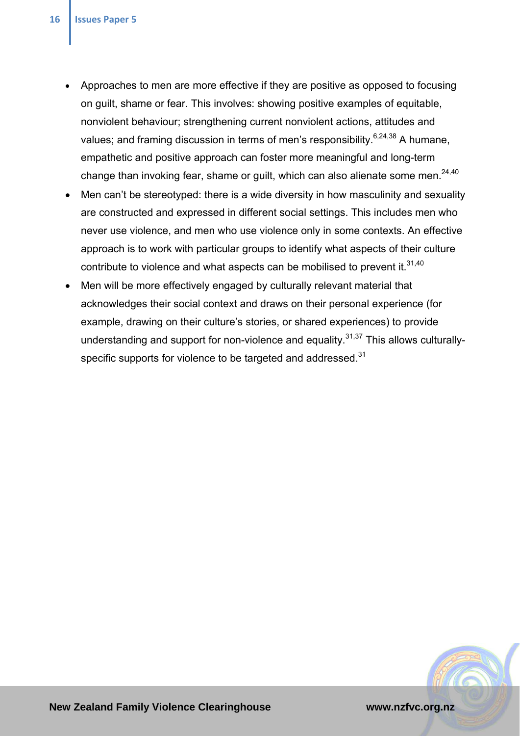- Approaches to men are more effective if they are positive as opposed to focusing on guilt, shame or fear. This involves: showing positive examples of equitable, nonviolent behaviour; strengthening current nonviolent actions, attitudes and values; and framing discussion in terms of men's responsibility.[6,24,38] A humane, empathetic and positive approach can foster more meaningful and long-term change than invoking fear, shame or guilt, which can also alienate some men.[24,40]
- Men can't be stereotyped: there is a wide diversity in how masculinity and sexuality are constructed and expressed in different social settings. This includes men who never use violence, and men who use violence only in some contexts. An effective approach is to work with particular groups to identify what aspects of their culture contribute to violence and what aspects can be mobilised to prevent it.[31,40]
- Men will be more effectively engaged by culturally relevant material that acknowledges their social context and draws on their personal experience (for example, drawing on their culture's stories, or shared experiences) to provide understanding and support for non-violence and equality.[31,37] This allows culturally-specific supports for violence to be targeted and addressed.[31]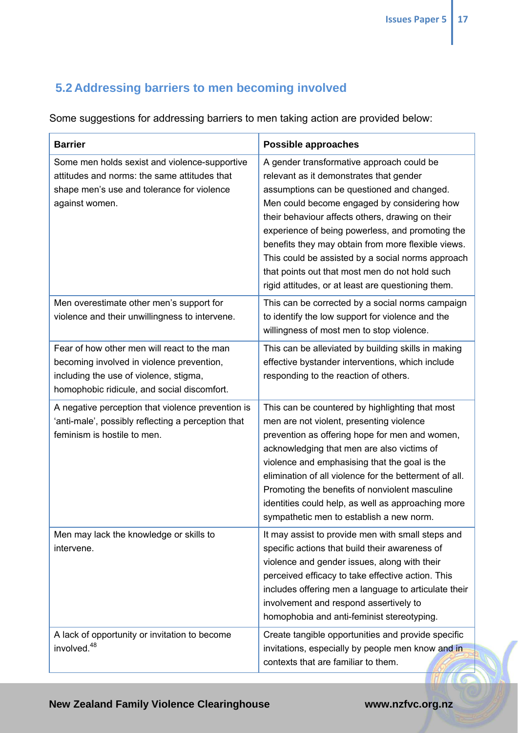## 5.2 Addressing barriers to men becoming involved

Some suggestions for addressing barriers to men taking action are provided below:

| Barrier | Possible approaches |
|---|---|
| Some men holds sexist and violence-supportive attitudes and norms: the same attitudes that shape men's use and tolerance for violence against women. | A gender transformative approach could be relevant as it demonstrates that gender assumptions can be questioned and changed. Men could become engaged by considering how their behaviour affects others, drawing on their experience of being powerless, and promoting the benefits they may obtain from more flexible views. This could be assisted by a social norms approach that points out that most men do not hold such rigid attitudes, or at least are questioning them. |
| Men overestimate other men's support for violence and their unwillingness to intervene. | This can be corrected by a social norms campaign to identify the low support for violence and the willingness of most men to stop violence. |
| Fear of how other men will react to the man becoming involved in violence prevention, including the use of violence, stigma, homophobic ridicule, and social discomfort. | This can be alleviated by building skills in making effective bystander interventions, which include responding to the reaction of others. |
| A negative perception that violence prevention is 'anti-male', possibly reflecting a perception that feminism is hostile to men. | This can be countered by highlighting that most men are not violent, presenting violence prevention as offering hope for men and women, acknowledging that men are also victims of violence and emphasising that the goal is the elimination of all violence for the betterment of all. Promoting the benefits of nonviolent masculine identities could help, as well as approaching more sympathetic men to establish a new norm. |
| Men may lack the knowledge or skills to intervene. | It may assist to provide men with small steps and specific actions that build their awareness of violence and gender issues, along with their perceived efficacy to take effective action. This includes offering men a language to articulate their involvement and respond assertively to homophobia and anti-feminist stereotyping. |
| A lack of opportunity or invitation to become involved.[48] | Create tangible opportunities and provide specific invitations, especially by people men know and in contexts that are familiar to them. |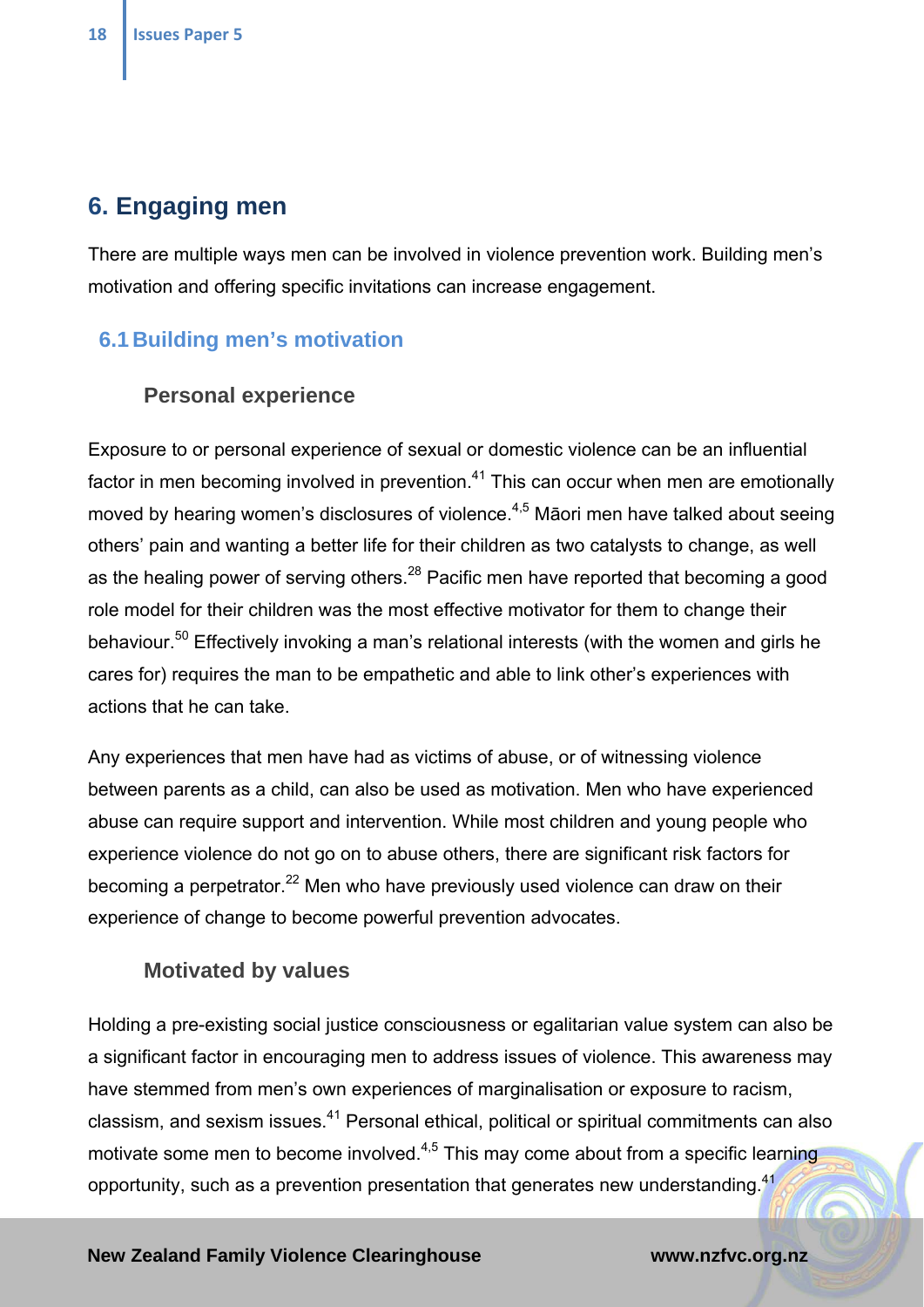# 6. Engaging men

There are multiple ways men can be involved in violence prevention work. Building men's motivation and offering specific invitations can increase engagement.

## 6.1 Building men's motivation

### Personal experience

Exposure to or personal experience of sexual or domestic violence can be an influential factor in men becoming involved in prevention.[41] This can occur when men are emotionally moved by hearing women's disclosures of violence.[4,5] Māori men have talked about seeing others' pain and wanting a better life for their children as two catalysts to change, as well as the healing power of serving others.[28] Pacific men have reported that becoming a good role model for their children was the most effective motivator for them to change their behaviour.[50] Effectively invoking a man's relational interests (with the women and girls he cares for) requires the man to be empathetic and able to link other's experiences with actions that he can take.

Any experiences that men have had as victims of abuse, or of witnessing violence between parents as a child, can also be used as motivation. Men who have experienced abuse can require support and intervention. While most children and young people who experience violence do not go on to abuse others, there are significant risk factors for becoming a perpetrator.[22] Men who have previously used violence can draw on their experience of change to become powerful prevention advocates.

### Motivated by values

Holding a pre-existing social justice consciousness or egalitarian value system can also be a significant factor in encouraging men to address issues of violence. This awareness may have stemmed from men's own experiences of marginalisation or exposure to racism, classism, and sexism issues.[41] Personal ethical, political or spiritual commitments can also motivate some men to become involved.[4,5] This may come about from a specific learning opportunity, such as a prevention presentation that generates new understanding.[41]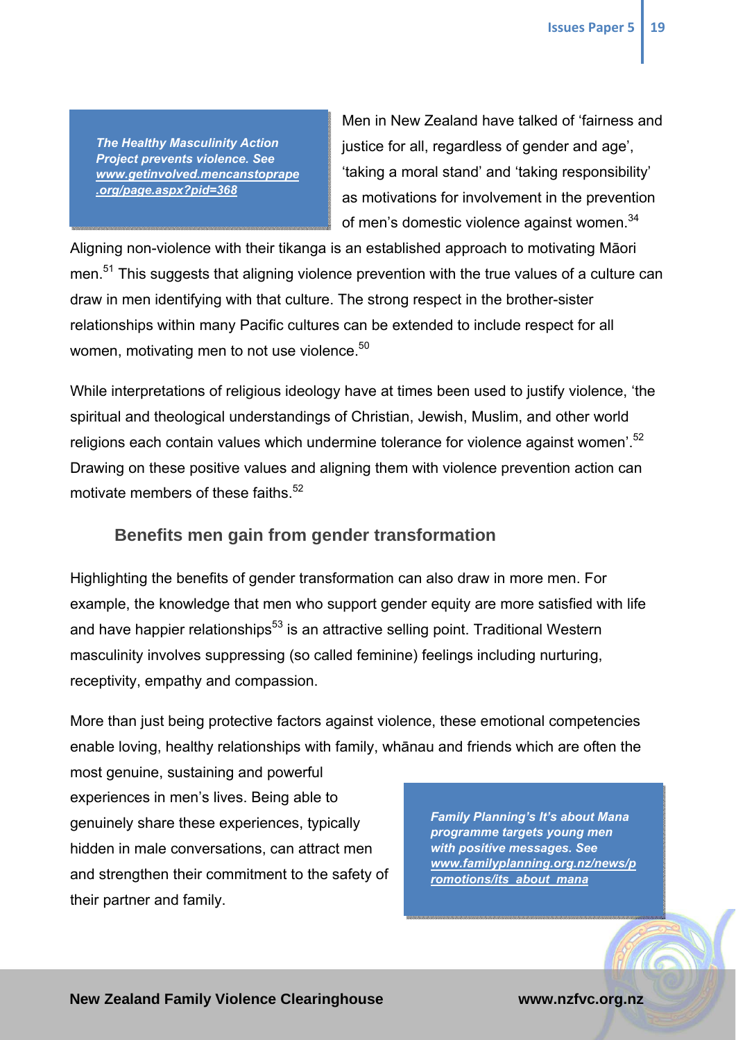***The Healthy Masculinity Action Project prevents violence. See [www.getinvolved.mencanstoprape.org/page.aspx?pid=368](http://www.getinvolved.mencanstoprape.org/page.aspx?pid=368)***

Men in New Zealand have talked of 'fairness and justice for all, regardless of gender and age', 'taking a moral stand' and 'taking responsibility' as motivations for involvement in the prevention of men's domestic violence against women.[34] Aligning non-violence with their tikanga is an established approach to motivating Māori men.[51] This suggests that aligning violence prevention with the true values of a culture can draw in men identifying with that culture. The strong respect in the brother-sister relationships within many Pacific cultures can be extended to include respect for all women, motivating men to not use violence.[50]

While interpretations of religious ideology have at times been used to justify violence, 'the spiritual and theological understandings of Christian, Jewish, Muslim, and other world religions each contain values which undermine tolerance for violence against women'.[52] Drawing on these positive values and aligning them with violence prevention action can motivate members of these faiths.[52]

## Benefits men gain from gender transformation

Highlighting the benefits of gender transformation can also draw in more men. For example, the knowledge that men who support gender equity are more satisfied with life and have happier relationships[53] is an attractive selling point. Traditional Western masculinity involves suppressing (so called feminine) feelings including nurturing, receptivity, empathy and compassion.

More than just being protective factors against violence, these emotional competencies enable loving, healthy relationships with family, whānau and friends which are often the most genuine, sustaining and powerful experiences in men's lives. Being able to genuinely share these experiences, typically hidden in male conversations, can attract men and strengthen their commitment to the safety of their partner and family.

***Family Planning's It's about Mana programme targets young men with positive messages. See [www.familyplanning.org.nz/news/promotions/its_about_mana](http://www.familyplanning.org.nz/news/promotions/its_about_mana)***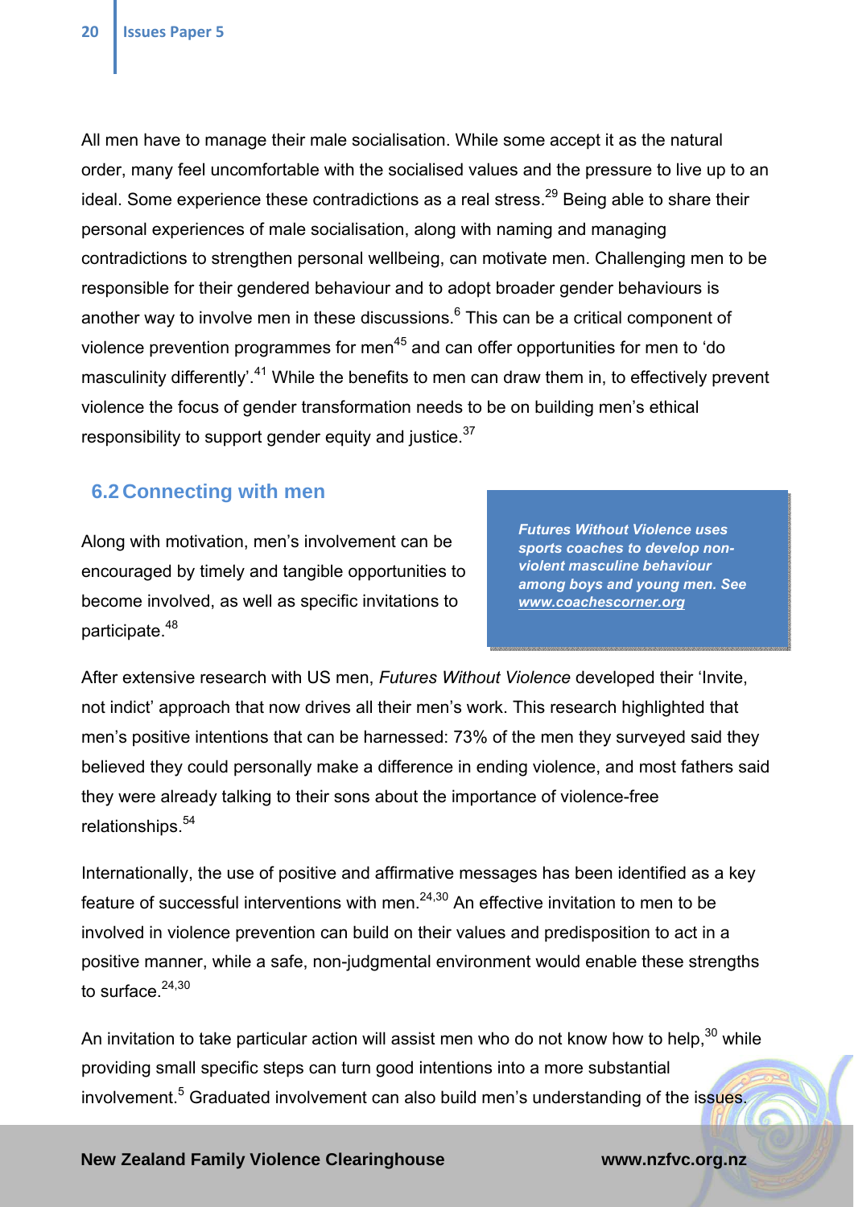All men have to manage their male socialisation. While some accept it as the natural order, many feel uncomfortable with the socialised values and the pressure to live up to an ideal. Some experience these contradictions as a real stress.[29] Being able to share their personal experiences of male socialisation, along with naming and managing contradictions to strengthen personal wellbeing, can motivate men. Challenging men to be responsible for their gendered behaviour and to adopt broader gender behaviours is another way to involve men in these discussions.[6] This can be a critical component of violence prevention programmes for men[45] and can offer opportunities for men to 'do masculinity differently'.[41] While the benefits to men can draw them in, to effectively prevent violence the focus of gender transformation needs to be on building men's ethical responsibility to support gender equity and justice.[37]

## 6.2 Connecting with men

Along with motivation, men's involvement can be encouraged by timely and tangible opportunities to become involved, as well as specific invitations to participate.[48]

> ***Futures Without Violence uses sports coaches to develop non-violent masculine behaviour among boys and young men. See [www.coachescorner.org](http://www.coachescorner.org)***

After extensive research with US men, *Futures Without Violence* developed their 'Invite, not indict' approach that now drives all their men's work. This research highlighted that men's positive intentions that can be harnessed: 73% of the men they surveyed said they believed they could personally make a difference in ending violence, and most fathers said they were already talking to their sons about the importance of violence-free relationships.[54]

Internationally, the use of positive and affirmative messages has been identified as a key feature of successful interventions with men.[24,30] An effective invitation to men to be involved in violence prevention can build on their values and predisposition to act in a positive manner, while a safe, non-judgmental environment would enable these strengths to surface.[24,30]

An invitation to take particular action will assist men who do not know how to help,[30] while providing small specific steps can turn good intentions into a more substantial involvement.[5] Graduated involvement can also build men's understanding of the issues.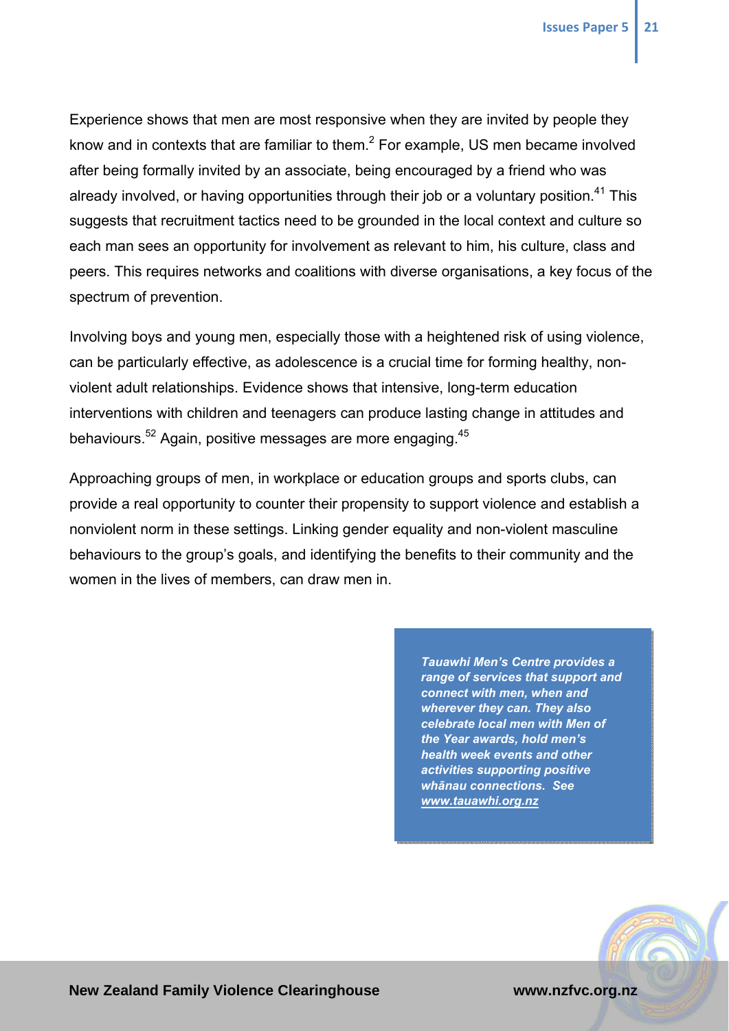Experience shows that men are most responsive when they are invited by people they know and in contexts that are familiar to them.[2] For example, US men became involved after being formally invited by an associate, being encouraged by a friend who was already involved, or having opportunities through their job or a voluntary position.[41] This suggests that recruitment tactics need to be grounded in the local context and culture so each man sees an opportunity for involvement as relevant to him, his culture, class and peers. This requires networks and coalitions with diverse organisations, a key focus of the spectrum of prevention.

Involving boys and young men, especially those with a heightened risk of using violence, can be particularly effective, as adolescence is a crucial time for forming healthy, non-violent adult relationships. Evidence shows that intensive, long-term education interventions with children and teenagers can produce lasting change in attitudes and behaviours.[52] Again, positive messages are more engaging.[45]

Approaching groups of men, in workplace or education groups and sports clubs, can provide a real opportunity to counter their propensity to support violence and establish a nonviolent norm in these settings. Linking gender equality and non-violent masculine behaviours to the group's goals, and identifying the benefits to their community and the women in the lives of members, can draw men in.

> ***Tauawhi Men's Centre provides a range of services that support and connect with men, when and wherever they can. They also celebrate local men with Men of the Year awards, hold men's health week events and other activities supporting positive whānau connections. See [www.tauawhi.org.nz](http://www.tauawhi.org.nz)***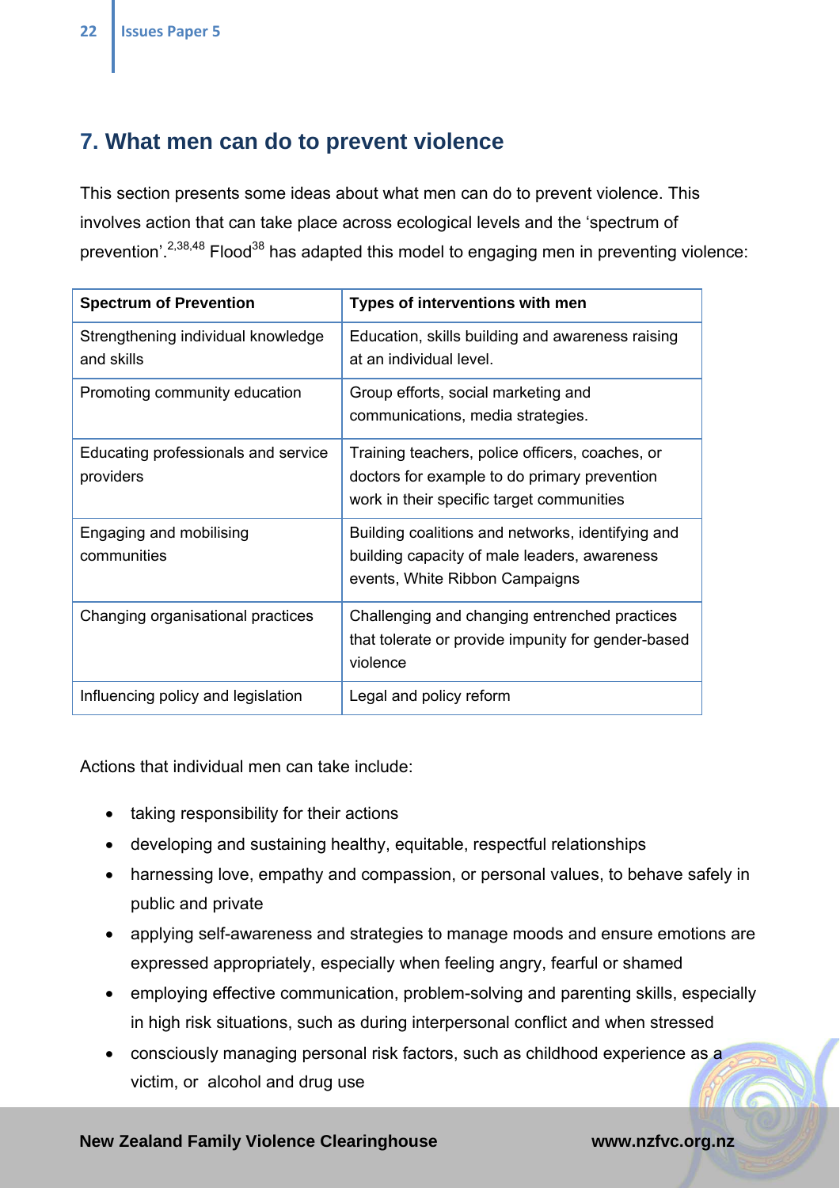## 7. What men can do to prevent violence

This section presents some ideas about what men can do to prevent violence. This involves action that can take place across ecological levels and the 'spectrum of prevention'.[2,38,48] Flood[38] has adapted this model to engaging men in preventing violence:

| Spectrum of Prevention | Types of interventions with men |
|---|---|
| Strengthening individual knowledge and skills | Education, skills building and awareness raising at an individual level. |
| Promoting community education | Group efforts, social marketing and communications, media strategies. |
| Educating professionals and service providers | Training teachers, police officers, coaches, or doctors for example to do primary prevention work in their specific target communities |
| Engaging and mobilising communities | Building coalitions and networks, identifying and building capacity of male leaders, awareness events, White Ribbon Campaigns |
| Changing organisational practices | Challenging and changing entrenched practices that tolerate or provide impunity for gender-based violence |
| Influencing policy and legislation | Legal and policy reform |

Actions that individual men can take include:

- taking responsibility for their actions
- developing and sustaining healthy, equitable, respectful relationships
- harnessing love, empathy and compassion, or personal values, to behave safely in public and private
- applying self-awareness and strategies to manage moods and ensure emotions are expressed appropriately, especially when feeling angry, fearful or shamed
- employing effective communication, problem-solving and parenting skills, especially in high risk situations, such as during interpersonal conflict and when stressed
- consciously managing personal risk factors, such as childhood experience as a victim, or alcohol and drug use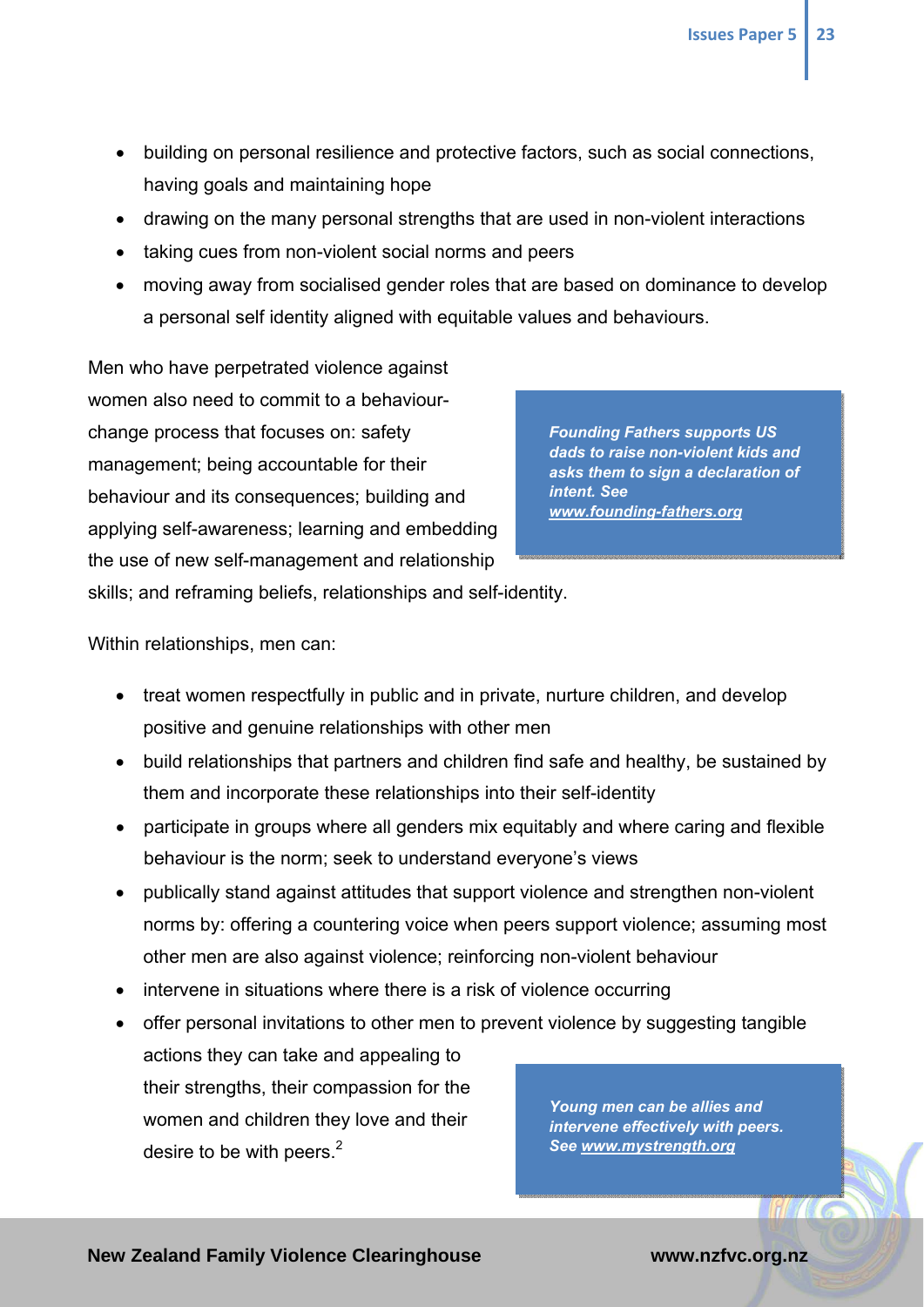- building on personal resilience and protective factors, such as social connections, having goals and maintaining hope
- drawing on the many personal strengths that are used in non-violent interactions
- taking cues from non-violent social norms and peers
- moving away from socialised gender roles that are based on dominance to develop a personal self identity aligned with equitable values and behaviours.

Men who have perpetrated violence against women also need to commit to a behaviour-change process that focuses on: safety management; being accountable for their behaviour and its consequences; building and applying self-awareness; learning and embedding the use of new self-management and relationship skills; and reframing beliefs, relationships and self-identity.

> ***Founding Fathers supports US dads to raise non-violent kids and asks them to sign a declaration of intent. See www.founding-fathers.org***

Within relationships, men can:

- treat women respectfully in public and in private, nurture children, and develop positive and genuine relationships with other men
- build relationships that partners and children find safe and healthy, be sustained by them and incorporate these relationships into their self-identity
- participate in groups where all genders mix equitably and where caring and flexible behaviour is the norm; seek to understand everyone's views
- publically stand against attitudes that support violence and strengthen non-violent norms by: offering a countering voice when peers support violence; assuming most other men are also against violence; reinforcing non-violent behaviour
- intervene in situations where there is a risk of violence occurring
- offer personal invitations to other men to prevent violence by suggesting tangible actions they can take and appealing to their strengths, their compassion for the women and children they love and their desire to be with peers.[2]

> ***Young men can be allies and intervene effectively with peers. See www.mystrength.org***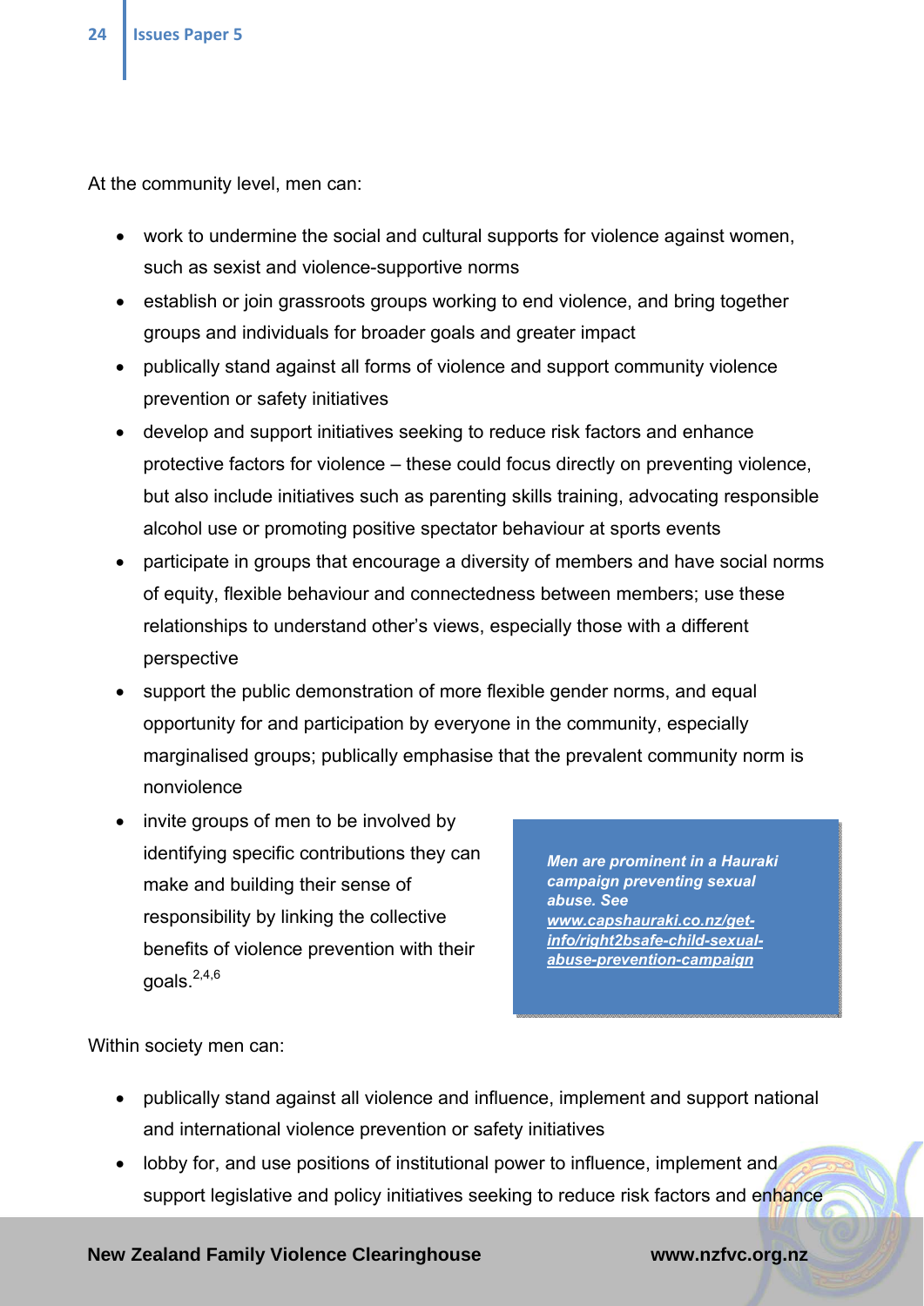At the community level, men can:

- work to undermine the social and cultural supports for violence against women, such as sexist and violence-supportive norms
- establish or join grassroots groups working to end violence, and bring together groups and individuals for broader goals and greater impact
- publically stand against all forms of violence and support community violence prevention or safety initiatives
- develop and support initiatives seeking to reduce risk factors and enhance protective factors for violence – these could focus directly on preventing violence, but also include initiatives such as parenting skills training, advocating responsible alcohol use or promoting positive spectator behaviour at sports events
- participate in groups that encourage a diversity of members and have social norms of equity, flexible behaviour and connectedness between members; use these relationships to understand other's views, especially those with a different perspective
- support the public demonstration of more flexible gender norms, and equal opportunity for and participation by everyone in the community, especially marginalised groups; publically emphasise that the prevalent community norm is nonviolence
- invite groups of men to be involved by identifying specific contributions they can make and building their sense of responsibility by linking the collective benefits of violence prevention with their goals.[2,4,6]

***Men are prominent in a Hauraki campaign preventing sexual abuse. See [www.capshauraki.co.nz/get-info/right2bsafe-child-sexual-abuse-prevention-campaign](www.capshauraki.co.nz/get-info/right2bsafe-child-sexual-abuse-prevention-campaign)***

Within society men can:

- publically stand against all violence and influence, implement and support national and international violence prevention or safety initiatives
- lobby for, and use positions of institutional power to influence, implement and support legislative and policy initiatives seeking to reduce risk factors and enhance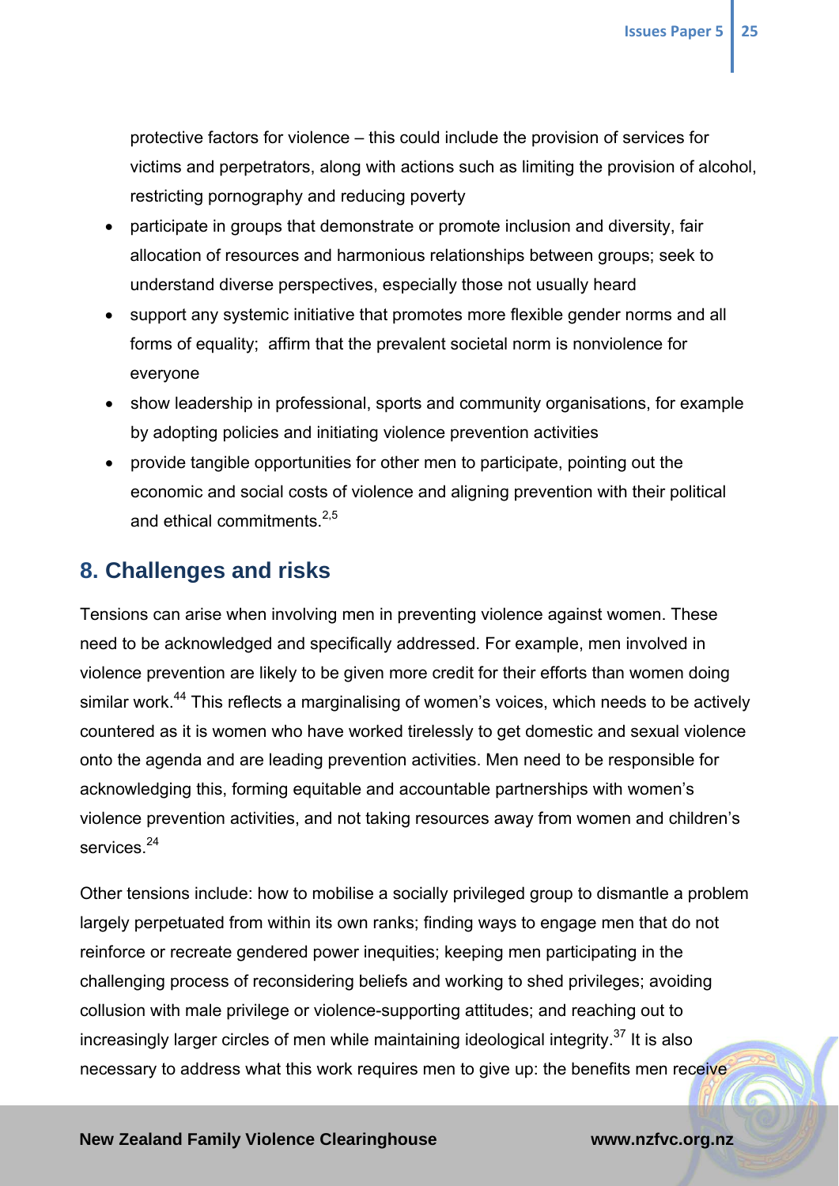protective factors for violence – this could include the provision of services for victims and perpetrators, along with actions such as limiting the provision of alcohol, restricting pornography and reducing poverty

- participate in groups that demonstrate or promote inclusion and diversity, fair allocation of resources and harmonious relationships between groups; seek to understand diverse perspectives, especially those not usually heard
- support any systemic initiative that promotes more flexible gender norms and all forms of equality; affirm that the prevalent societal norm is nonviolence for everyone
- show leadership in professional, sports and community organisations, for example by adopting policies and initiating violence prevention activities
- provide tangible opportunities for other men to participate, pointing out the economic and social costs of violence and aligning prevention with their political and ethical commitments.[2,5]

## 8. Challenges and risks

Tensions can arise when involving men in preventing violence against women. These need to be acknowledged and specifically addressed. For example, men involved in violence prevention are likely to be given more credit for their efforts than women doing similar work.[44] This reflects a marginalising of women's voices, which needs to be actively countered as it is women who have worked tirelessly to get domestic and sexual violence onto the agenda and are leading prevention activities. Men need to be responsible for acknowledging this, forming equitable and accountable partnerships with women's violence prevention activities, and not taking resources away from women and children's services.[24]

Other tensions include: how to mobilise a socially privileged group to dismantle a problem largely perpetuated from within its own ranks; finding ways to engage men that do not reinforce or recreate gendered power inequities; keeping men participating in the challenging process of reconsidering beliefs and working to shed privileges; avoiding collusion with male privilege or violence-supporting attitudes; and reaching out to increasingly larger circles of men while maintaining ideological integrity.[37] It is also necessary to address what this work requires men to give up: the benefits men receive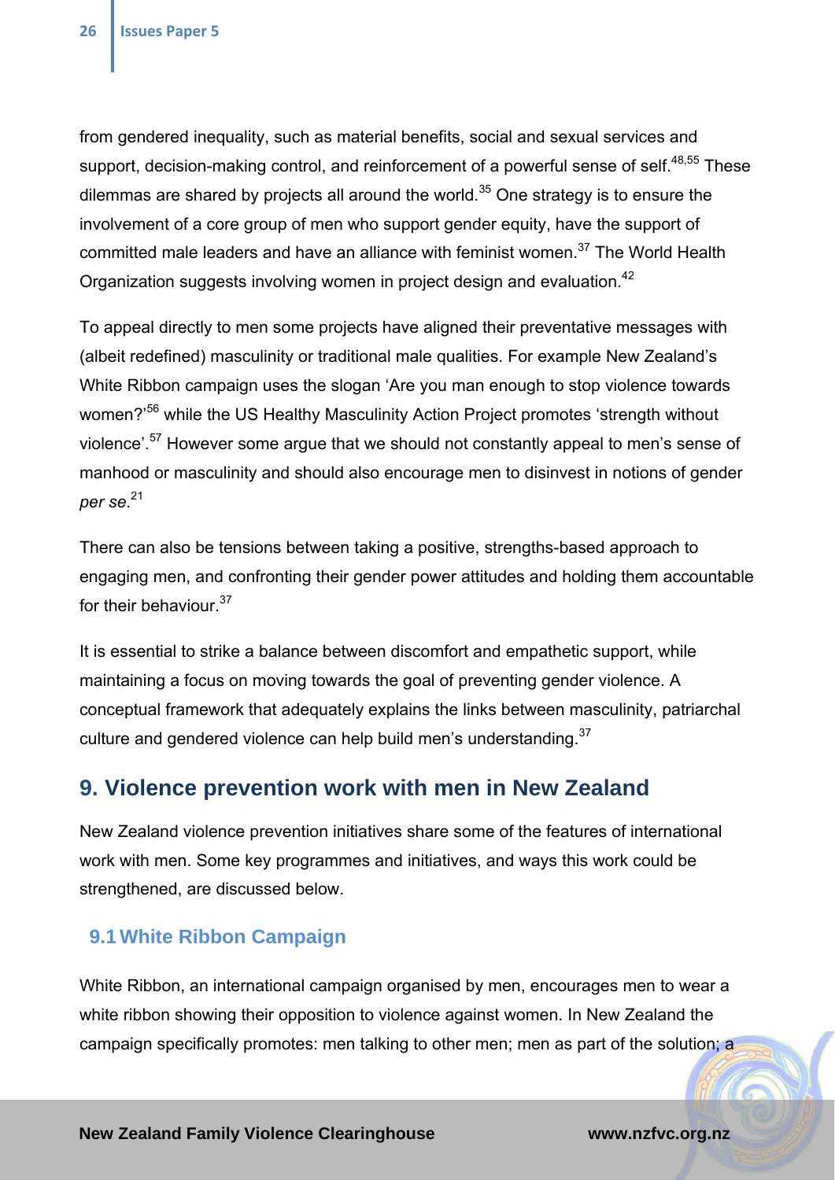from gendered inequality, such as material benefits, social and sexual services and support, decision-making control, and reinforcement of a powerful sense of self.[48,55] These dilemmas are shared by projects all around the world.[35] One strategy is to ensure the involvement of a core group of men who support gender equity, have the support of committed male leaders and have an alliance with feminist women.[37] The World Health Organization suggests involving women in project design and evaluation.[42]

To appeal directly to men some projects have aligned their preventative messages with (albeit redefined) masculinity or traditional male qualities. For example New Zealand's White Ribbon campaign uses the slogan 'Are you man enough to stop violence towards women?'[56] while the US Healthy Masculinity Action Project promotes 'strength without violence'.[57] However some argue that we should not constantly appeal to men's sense of manhood or masculinity and should also encourage men to disinvest in notions of gender *per se*.[21]

There can also be tensions between taking a positive, strengths-based approach to engaging men, and confronting their gender power attitudes and holding them accountable for their behaviour.[37]

It is essential to strike a balance between discomfort and empathetic support, while maintaining a focus on moving towards the goal of preventing gender violence. A conceptual framework that adequately explains the links between masculinity, patriarchal culture and gendered violence can help build men's understanding.[37]

## 9. Violence prevention work with men in New Zealand

New Zealand violence prevention initiatives share some of the features of international work with men. Some key programmes and initiatives, and ways this work could be strengthened, are discussed below.

### 9.1 White Ribbon Campaign

White Ribbon, an international campaign organised by men, encourages men to wear a white ribbon showing their opposition to violence against women. In New Zealand the campaign specifically promotes: men talking to other men; men as part of the solution; a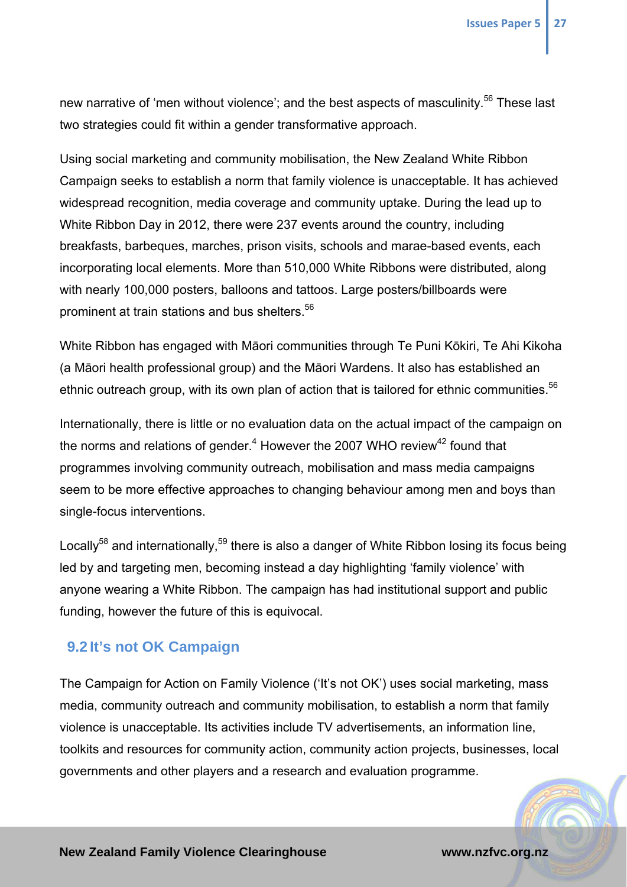new narrative of 'men without violence'; and the best aspects of masculinity.[56] These last two strategies could fit within a gender transformative approach.

Using social marketing and community mobilisation, the New Zealand White Ribbon Campaign seeks to establish a norm that family violence is unacceptable. It has achieved widespread recognition, media coverage and community uptake. During the lead up to White Ribbon Day in 2012, there were 237 events around the country, including breakfasts, barbeques, marches, prison visits, schools and marae-based events, each incorporating local elements. More than 510,000 White Ribbons were distributed, along with nearly 100,000 posters, balloons and tattoos. Large posters/billboards were prominent at train stations and bus shelters.[56]

White Ribbon has engaged with Māori communities through Te Puni Kōkiri, Te Ahi Kikoha (a Māori health professional group) and the Māori Wardens. It also has established an ethnic outreach group, with its own plan of action that is tailored for ethnic communities.[56]

Internationally, there is little or no evaluation data on the actual impact of the campaign on the norms and relations of gender.[4] However the 2007 WHO review[42] found that programmes involving community outreach, mobilisation and mass media campaigns seem to be more effective approaches to changing behaviour among men and boys than single-focus interventions.

Locally[58] and internationally,[59] there is also a danger of White Ribbon losing its focus being led by and targeting men, becoming instead a day highlighting 'family violence' with anyone wearing a White Ribbon. The campaign has had institutional support and public funding, however the future of this is equivocal.

## 9.2 It's not OK Campaign

The Campaign for Action on Family Violence ('It's not OK') uses social marketing, mass media, community outreach and community mobilisation, to establish a norm that family violence is unacceptable. Its activities include TV advertisements, an information line, toolkits and resources for community action, community action projects, businesses, local governments and other players and a research and evaluation programme.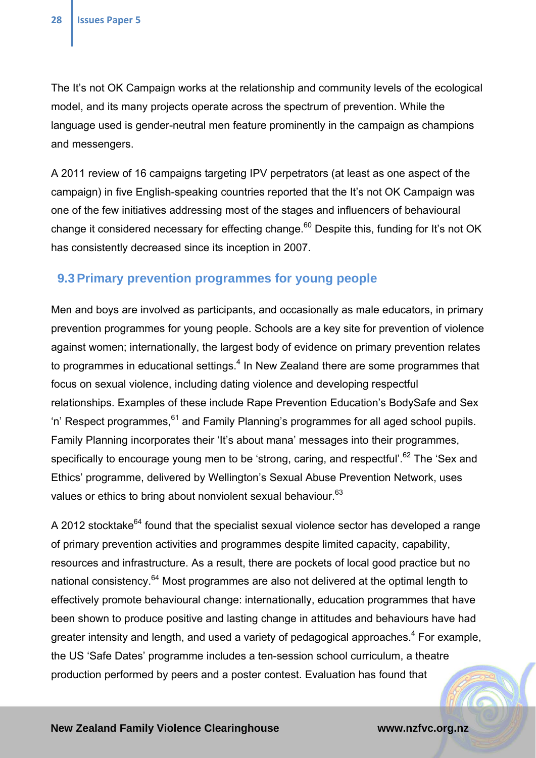The It's not OK Campaign works at the relationship and community levels of the ecological model, and its many projects operate across the spectrum of prevention. While the language used is gender-neutral men feature prominently in the campaign as champions and messengers.

A 2011 review of 16 campaigns targeting IPV perpetrators (at least as one aspect of the campaign) in five English-speaking countries reported that the It's not OK Campaign was one of the few initiatives addressing most of the stages and influencers of behavioural change it considered necessary for effecting change.[60] Despite this, funding for It's not OK has consistently decreased since its inception in 2007.

## 9.3 Primary prevention programmes for young people

Men and boys are involved as participants, and occasionally as male educators, in primary prevention programmes for young people. Schools are a key site for prevention of violence against women; internationally, the largest body of evidence on primary prevention relates to programmes in educational settings.[4] In New Zealand there are some programmes that focus on sexual violence, including dating violence and developing respectful relationships. Examples of these include Rape Prevention Education's BodySafe and Sex 'n' Respect programmes,[61] and Family Planning's programmes for all aged school pupils. Family Planning incorporates their 'It's about mana' messages into their programmes, specifically to encourage young men to be 'strong, caring, and respectful'.[62] The 'Sex and Ethics' programme, delivered by Wellington's Sexual Abuse Prevention Network, uses values or ethics to bring about nonviolent sexual behaviour.[63]

A 2012 stocktake[64] found that the specialist sexual violence sector has developed a range of primary prevention activities and programmes despite limited capacity, capability, resources and infrastructure. As a result, there are pockets of local good practice but no national consistency.[64] Most programmes are also not delivered at the optimal length to effectively promote behavioural change: internationally, education programmes that have been shown to produce positive and lasting change in attitudes and behaviours have had greater intensity and length, and used a variety of pedagogical approaches.[4] For example, the US 'Safe Dates' programme includes a ten-session school curriculum, a theatre production performed by peers and a poster contest. Evaluation has found that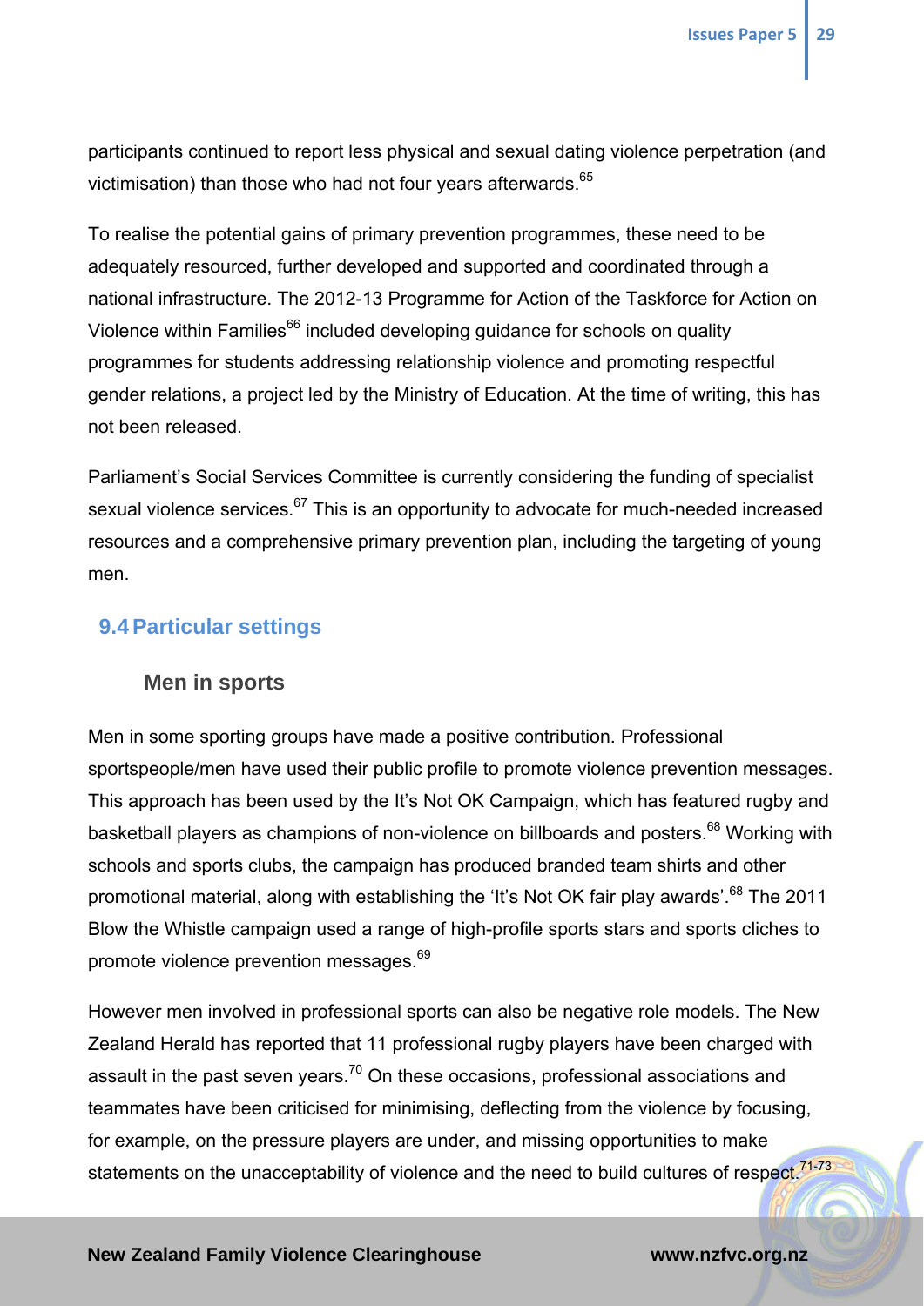participants continued to report less physical and sexual dating violence perpetration (and victimisation) than those who had not four years afterwards.[65]

To realise the potential gains of primary prevention programmes, these need to be adequately resourced, further developed and supported and coordinated through a national infrastructure. The 2012-13 Programme for Action of the Taskforce for Action on Violence within Families[66] included developing guidance for schools on quality programmes for students addressing relationship violence and promoting respectful gender relations, a project led by the Ministry of Education. At the time of writing, this has not been released.

Parliament's Social Services Committee is currently considering the funding of specialist sexual violence services.[67] This is an opportunity to advocate for much-needed increased resources and a comprehensive primary prevention plan, including the targeting of young men.

## 9.4 Particular settings

### Men in sports

Men in some sporting groups have made a positive contribution. Professional sportspeople/men have used their public profile to promote violence prevention messages. This approach has been used by the It's Not OK Campaign, which has featured rugby and basketball players as champions of non-violence on billboards and posters.[68] Working with schools and sports clubs, the campaign has produced branded team shirts and other promotional material, along with establishing the 'It's Not OK fair play awards'.[68] The 2011 Blow the Whistle campaign used a range of high-profile sports stars and sports cliches to promote violence prevention messages.[69]

However men involved in professional sports can also be negative role models. The New Zealand Herald has reported that 11 professional rugby players have been charged with assault in the past seven years.[70] On these occasions, professional associations and teammates have been criticised for minimising, deflecting from the violence by focusing, for example, on the pressure players are under, and missing opportunities to make statements on the unacceptability of violence and the need to build cultures of respect.[71-73]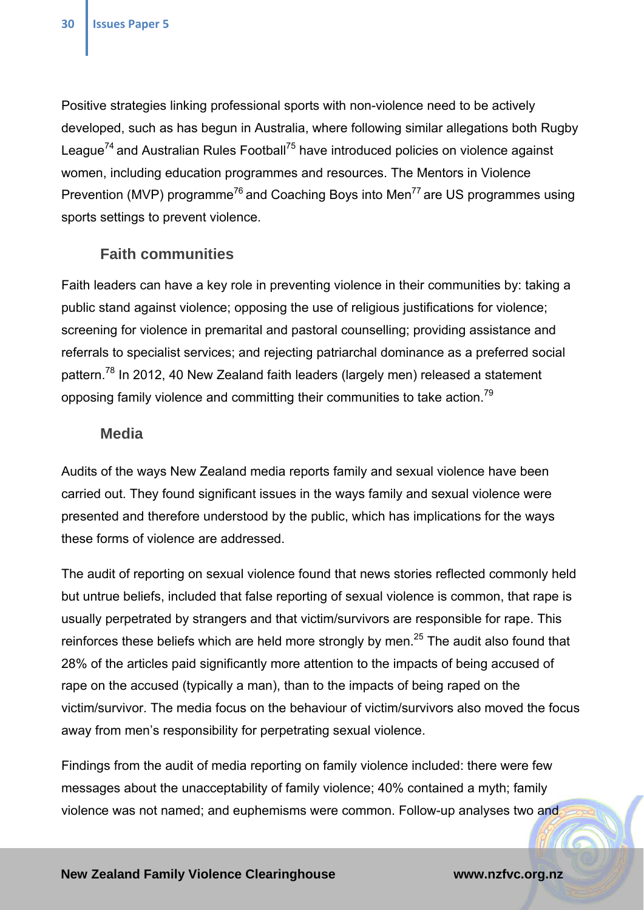Positive strategies linking professional sports with non-violence need to be actively developed, such as has begun in Australia, where following similar allegations both Rugby League[74] and Australian Rules Football[75] have introduced policies on violence against women, including education programmes and resources. The Mentors in Violence Prevention (MVP) programme[76] and Coaching Boys into Men[77] are US programmes using sports settings to prevent violence.

### Faith communities

Faith leaders can have a key role in preventing violence in their communities by: taking a public stand against violence; opposing the use of religious justifications for violence; screening for violence in premarital and pastoral counselling; providing assistance and referrals to specialist services; and rejecting patriarchal dominance as a preferred social pattern.[78] In 2012, 40 New Zealand faith leaders (largely men) released a statement opposing family violence and committing their communities to take action.[79]

### Media

Audits of the ways New Zealand media reports family and sexual violence have been carried out. They found significant issues in the ways family and sexual violence were presented and therefore understood by the public, which has implications for the ways these forms of violence are addressed.

The audit of reporting on sexual violence found that news stories reflected commonly held but untrue beliefs, included that false reporting of sexual violence is common, that rape is usually perpetrated by strangers and that victim/survivors are responsible for rape. This reinforces these beliefs which are held more strongly by men.[25] The audit also found that 28% of the articles paid significantly more attention to the impacts of being accused of rape on the accused (typically a man), than to the impacts of being raped on the victim/survivor. The media focus on the behaviour of victim/survivors also moved the focus away from men's responsibility for perpetrating sexual violence.

Findings from the audit of media reporting on family violence included: there were few messages about the unacceptability of family violence; 40% contained a myth; family violence was not named; and euphemisms were common. Follow-up analyses two and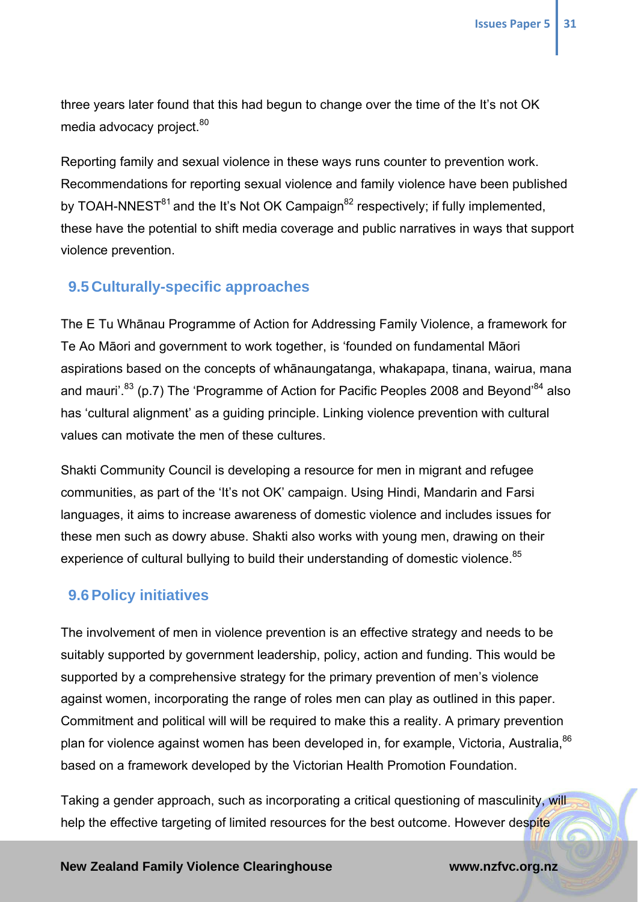three years later found that this had begun to change over the time of the It's not OK media advocacy project.[80]

Reporting family and sexual violence in these ways runs counter to prevention work. Recommendations for reporting sexual violence and family violence have been published by TOAH-NNEST[81] and the It's Not OK Campaign[82] respectively; if fully implemented, these have the potential to shift media coverage and public narratives in ways that support violence prevention.

## 9.5 Culturally-specific approaches

The E Tu Whānau Programme of Action for Addressing Family Violence, a framework for Te Ao Māori and government to work together, is 'founded on fundamental Māori aspirations based on the concepts of whānaungatanga, whakapapa, tinana, wairua, mana and mauri'.[83] (p.7) The 'Programme of Action for Pacific Peoples 2008 and Beyond'[84] also has 'cultural alignment' as a guiding principle. Linking violence prevention with cultural values can motivate the men of these cultures.

Shakti Community Council is developing a resource for men in migrant and refugee communities, as part of the 'It's not OK' campaign. Using Hindi, Mandarin and Farsi languages, it aims to increase awareness of domestic violence and includes issues for these men such as dowry abuse. Shakti also works with young men, drawing on their experience of cultural bullying to build their understanding of domestic violence.[85]

## 9.6 Policy initiatives

The involvement of men in violence prevention is an effective strategy and needs to be suitably supported by government leadership, policy, action and funding. This would be supported by a comprehensive strategy for the primary prevention of men's violence against women, incorporating the range of roles men can play as outlined in this paper. Commitment and political will will be required to make this a reality. A primary prevention plan for violence against women has been developed in, for example, Victoria, Australia,[86] based on a framework developed by the Victorian Health Promotion Foundation.

Taking a gender approach, such as incorporating a critical questioning of masculinity, will help the effective targeting of limited resources for the best outcome. However despite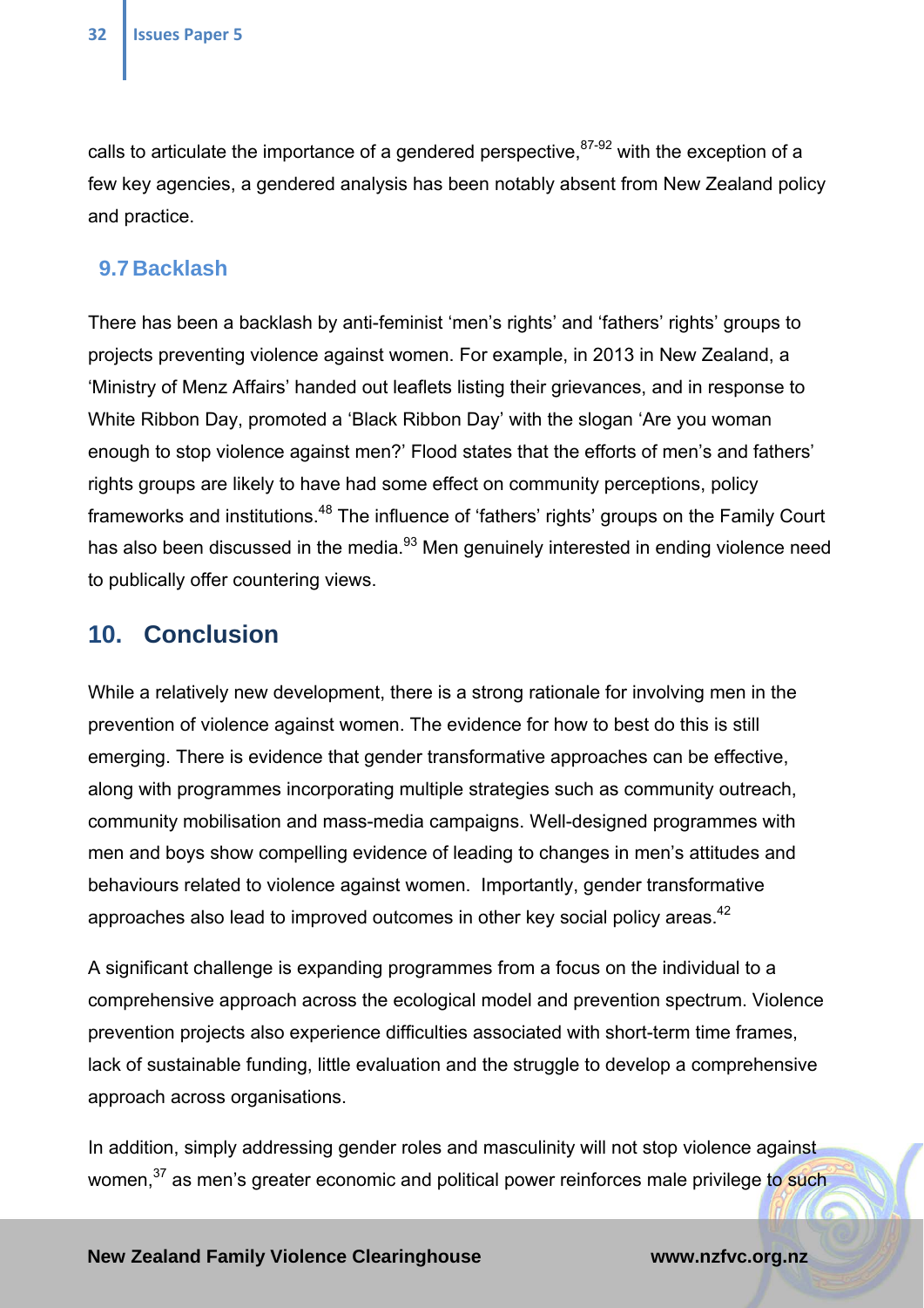calls to articulate the importance of a gendered perspective,[87-92] with the exception of a few key agencies, a gendered analysis has been notably absent from New Zealand policy and practice.

### 9.7 Backlash

There has been a backlash by anti-feminist 'men's rights' and 'fathers' rights' groups to projects preventing violence against women. For example, in 2013 in New Zealand, a 'Ministry of Menz Affairs' handed out leaflets listing their grievances, and in response to White Ribbon Day, promoted a 'Black Ribbon Day' with the slogan 'Are you woman enough to stop violence against men?' Flood states that the efforts of men's and fathers' rights groups are likely to have had some effect on community perceptions, policy frameworks and institutions.[48] The influence of 'fathers' rights' groups on the Family Court has also been discussed in the media.[93] Men genuinely interested in ending violence need to publically offer countering views.

## 10. Conclusion

While a relatively new development, there is a strong rationale for involving men in the prevention of violence against women. The evidence for how to best do this is still emerging. There is evidence that gender transformative approaches can be effective, along with programmes incorporating multiple strategies such as community outreach, community mobilisation and mass-media campaigns. Well-designed programmes with men and boys show compelling evidence of leading to changes in men's attitudes and behaviours related to violence against women. Importantly, gender transformative approaches also lead to improved outcomes in other key social policy areas.[42]

A significant challenge is expanding programmes from a focus on the individual to a comprehensive approach across the ecological model and prevention spectrum. Violence prevention projects also experience difficulties associated with short-term time frames, lack of sustainable funding, little evaluation and the struggle to develop a comprehensive approach across organisations.

In addition, simply addressing gender roles and masculinity will not stop violence against women,[37] as men's greater economic and political power reinforces male privilege to such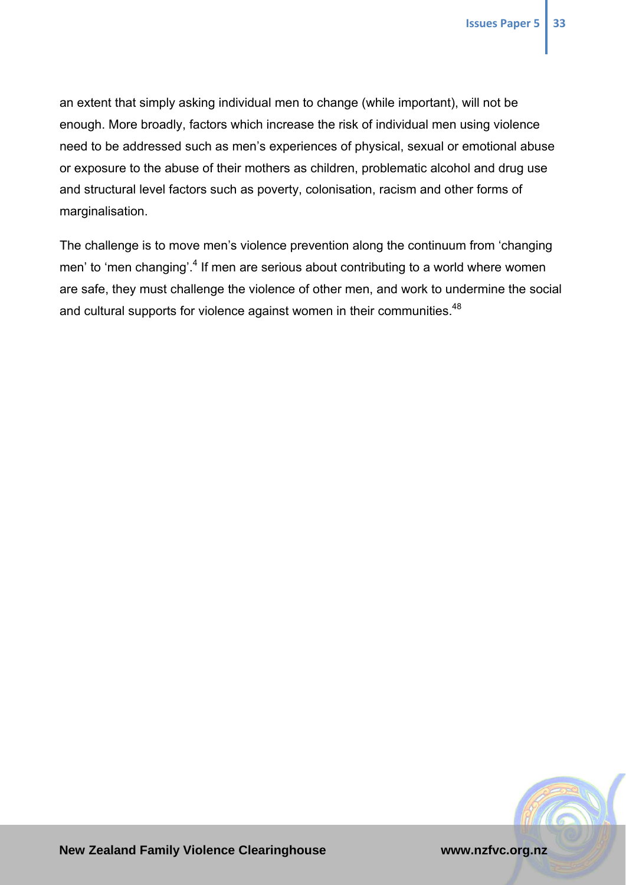an extent that simply asking individual men to change (while important), will not be enough. More broadly, factors which increase the risk of individual men using violence need to be addressed such as men's experiences of physical, sexual or emotional abuse or exposure to the abuse of their mothers as children, problematic alcohol and drug use and structural level factors such as poverty, colonisation, racism and other forms of marginalisation.

The challenge is to move men's violence prevention along the continuum from 'changing men' to 'men changing'.[4] If men are serious about contributing to a world where women are safe, they must challenge the violence of other men, and work to undermine the social and cultural supports for violence against women in their communities.[48]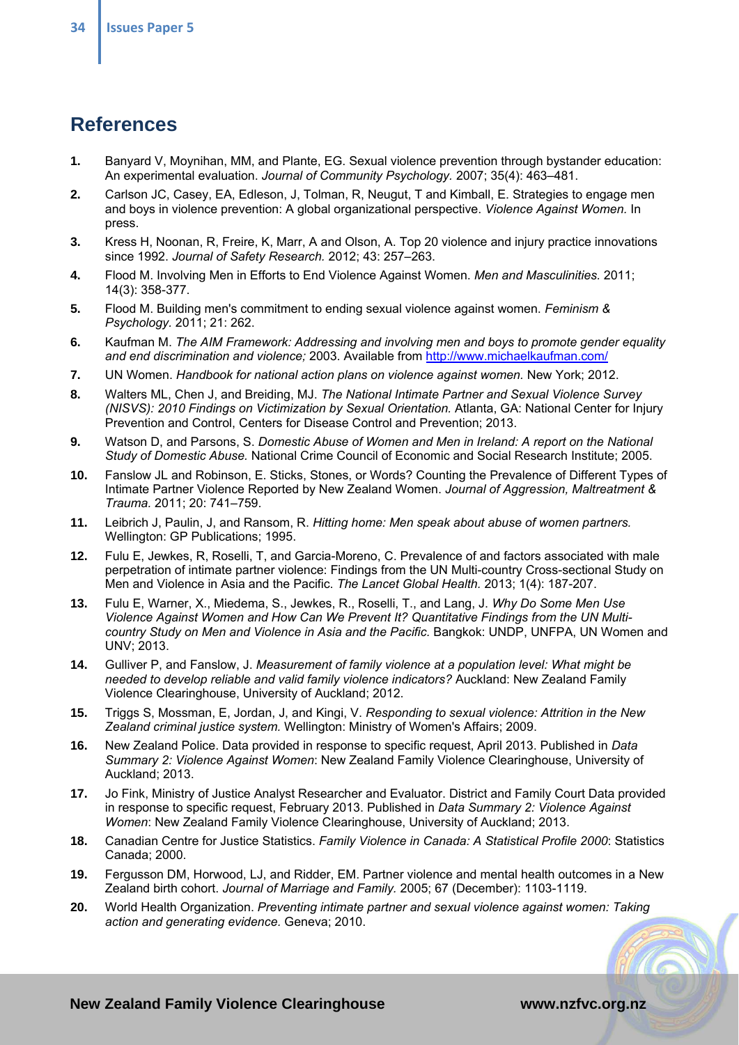## References

1. Banyard V, Moynihan, MM, and Plante, EG. Sexual violence prevention through bystander education: An experimental evaluation. *Journal of Community Psychology.* 2007; 35(4): 463–481.
2. Carlson JC, Casey, EA, Edleson, J, Tolman, R, Neugut, T and Kimball, E. Strategies to engage men and boys in violence prevention: A global organizational perspective. *Violence Against Women.* In press.
3. Kress H, Noonan, R, Freire, K, Marr, A and Olson, A. Top 20 violence and injury practice innovations since 1992. *Journal of Safety Research.* 2012; 43: 257–263.
4. Flood M. Involving Men in Efforts to End Violence Against Women. *Men and Masculinities.* 2011; 14(3): 358-377.
5. Flood M. Building men's commitment to ending sexual violence against women. *Feminism & Psychology*. 2011; 21: 262.
6. Kaufman M. *The AIM Framework: Addressing and involving men and boys to promote gender equality and end discrimination and violence;* 2003. Available from http://www.michaelkaufman.com/
7. UN Women. *Handbook for national action plans on violence against women.* New York; 2012.
8. Walters ML, Chen J, and Breiding, MJ. *The National Intimate Partner and Sexual Violence Survey (NISVS): 2010 Findings on Victimization by Sexual Orientation.* Atlanta, GA: National Center for Injury Prevention and Control, Centers for Disease Control and Prevention; 2013.
9. Watson D, and Parsons, S. *Domestic Abuse of Women and Men in Ireland: A report on the National Study of Domestic Abuse.* National Crime Council of Economic and Social Research Institute; 2005.
10. Fanslow JL and Robinson, E. Sticks, Stones, or Words? Counting the Prevalence of Different Types of Intimate Partner Violence Reported by New Zealand Women. *Journal of Aggression, Maltreatment & Trauma.* 2011; 20: 741–759.
11. Leibrich J, Paulin, J, and Ransom, R. *Hitting home: Men speak about abuse of women partners.* Wellington: GP Publications; 1995.
12. Fulu E, Jewkes, R, Roselli, T, and Garcia-Moreno, C. Prevalence of and factors associated with male perpetration of intimate partner violence: Findings from the UN Multi-country Cross-sectional Study on Men and Violence in Asia and the Pacific. *The Lancet Global Health.* 2013; 1(4): 187-207.
13. Fulu E, Warner, X., Miedema, S., Jewkes, R., Roselli, T., and Lang, J. *Why Do Some Men Use Violence Against Women and How Can We Prevent It? Quantitative Findings from the UN Multi-country Study on Men and Violence in Asia and the Pacific.* Bangkok: UNDP, UNFPA, UN Women and UNV; 2013.
14. Gulliver P, and Fanslow, J. *Measurement of family violence at a population level: What might be needed to develop reliable and valid family violence indicators?* Auckland: New Zealand Family Violence Clearinghouse, University of Auckland; 2012.
15. Triggs S, Mossman, E, Jordan, J, and Kingi, V. *Responding to sexual violence: Attrition in the New Zealand criminal justice system.* Wellington: Ministry of Women's Affairs; 2009.
16. New Zealand Police. Data provided in response to specific request, April 2013. Published in *Data Summary 2: Violence Against Women*: New Zealand Family Violence Clearinghouse, University of Auckland; 2013.
17. Jo Fink, Ministry of Justice Analyst Researcher and Evaluator. District and Family Court Data provided in response to specific request, February 2013. Published in *Data Summary 2: Violence Against Women*: New Zealand Family Violence Clearinghouse, University of Auckland; 2013.
18. Canadian Centre for Justice Statistics. *Family Violence in Canada: A Statistical Profile 2000*: Statistics Canada; 2000.
19. Fergusson DM, Horwood, LJ, and Ridder, EM. Partner violence and mental health outcomes in a New Zealand birth cohort. *Journal of Marriage and Family.* 2005; 67 (December): 1103-1119.
20. World Health Organization. *Preventing intimate partner and sexual violence against women: Taking action and generating evidence.* Geneva; 2010.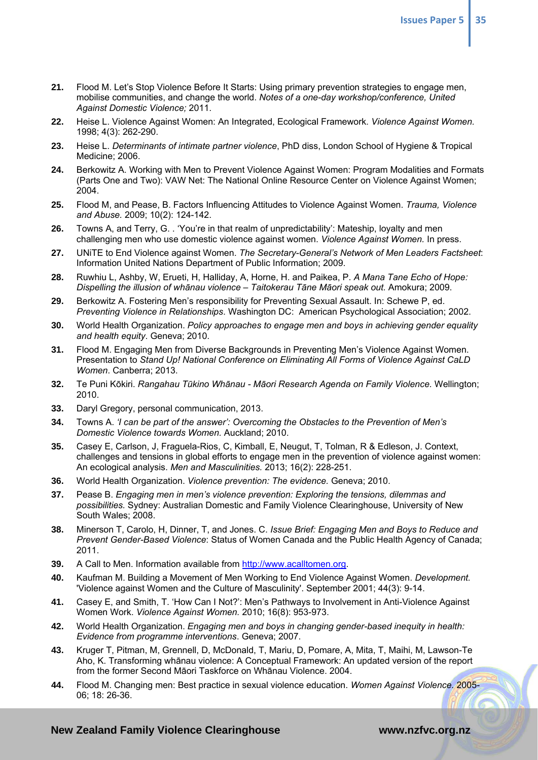**21.** Flood M. Let's Stop Violence Before It Starts: Using primary prevention strategies to engage men, mobilise communities, and change the world. *Notes of a one-day workshop/conference, United Against Domestic Violence;* 2011.

**22.** Heise L. Violence Against Women: An Integrated, Ecological Framework. *Violence Against Women.* 1998; 4(3): 262-290.

**23.** Heise L. *Determinants of intimate partner violence*, PhD diss, London School of Hygiene & Tropical Medicine; 2006.

**24.** Berkowitz A. Working with Men to Prevent Violence Against Women: Program Modalities and Formats (Parts One and Two): VAW Net: The National Online Resource Center on Violence Against Women; 2004.

**25.** Flood M, and Pease, B. Factors Influencing Attitudes to Violence Against Women. *Trauma, Violence and Abuse.* 2009; 10(2): 124-142.

**26.** Towns A, and Terry, G. . 'You're in that realm of unpredictability': Mateship, loyalty and men challenging men who use domestic violence against women. *Violence Against Women.* In press.

**27.** UNiTE to End Violence against Women. *The Secretary-General's Network of Men Leaders Factsheet*: Information United Nations Department of Public Information; 2009.

**28.** Ruwhiu L, Ashby, W, Erueti, H, Halliday, A, Horne, H. and Paikea, P. *A Mana Tane Echo of Hope: Dispelling the illusion of whānau violence – Taitokerau Tāne Māori speak out.* Amokura; 2009.

**29.** Berkowitz A. Fostering Men's responsibility for Preventing Sexual Assault. In: Schewe P, ed. *Preventing Violence in Relationships*. Washington DC: American Psychological Association; 2002.

**30.** World Health Organization. *Policy approaches to engage men and boys in achieving gender equality and health equity*. Geneva; 2010.

**31.** Flood M. Engaging Men from Diverse Backgrounds in Preventing Men's Violence Against Women. Presentation to *Stand Up! National Conference on Eliminating All Forms of Violence Against CaLD Women*. Canberra; 2013.

**32.** Te Puni Kōkiri. *Rangahau Tūkino Whānau - Māori Research Agenda on Family Violence.* Wellington; 2010.

**33.** Daryl Gregory, personal communication, 2013.

**34.** Towns A. *'I can be part of the answer': Overcoming the Obstacles to the Prevention of Men's Domestic Violence towards Women.* Auckland; 2010.

**35.** Casey E, Carlson, J, Fraguela-Rios, C, Kimball, E, Neugut, T, Tolman, R & Edleson, J. Context, challenges and tensions in global efforts to engage men in the prevention of violence against women: An ecological analysis. *Men and Masculinities.* 2013; 16(2): 228-251.

**36.** World Health Organization. *Violence prevention: The evidence.* Geneva; 2010.

**37.** Pease B. *Engaging men in men's violence prevention: Exploring the tensions, dilemmas and possibilities.* Sydney: Australian Domestic and Family Violence Clearinghouse, University of New South Wales; 2008.

**38.** Minerson T, Carolo, H, Dinner, T, and Jones. C. *Issue Brief: Engaging Men and Boys to Reduce and Prevent Gender-Based Violence*: Status of Women Canada and the Public Health Agency of Canada; 2011.

**39.** A Call to Men. Information available from http://www.acalltomen.org.

**40.** Kaufman M. Building a Movement of Men Working to End Violence Against Women. *Development.* 'Violence against Women and the Culture of Masculinity'. September 2001; 44(3): 9-14.

**41.** Casey E, and Smith, T. 'How Can I Not?': Men's Pathways to Involvement in Anti-Violence Against Women Work. *Violence Against Women.* 2010; 16(8): 953-973.

**42.** World Health Organization. *Engaging men and boys in changing gender-based inequity in health: Evidence from programme interventions*. Geneva; 2007.

**43.** Kruger T, Pitman, M, Grennell, D, McDonald, T, Mariu, D, Pomare, A, Mita, T, Maihi, M, Lawson-Te Aho, K. Transforming whānau violence: A Conceptual Framework: An updated version of the report from the former Second Māori Taskforce on Whānau Violence. 2004.

**44.** Flood M. Changing men: Best practice in sexual violence education. *Women Against Violence.* 2005-06; 18: 26-36.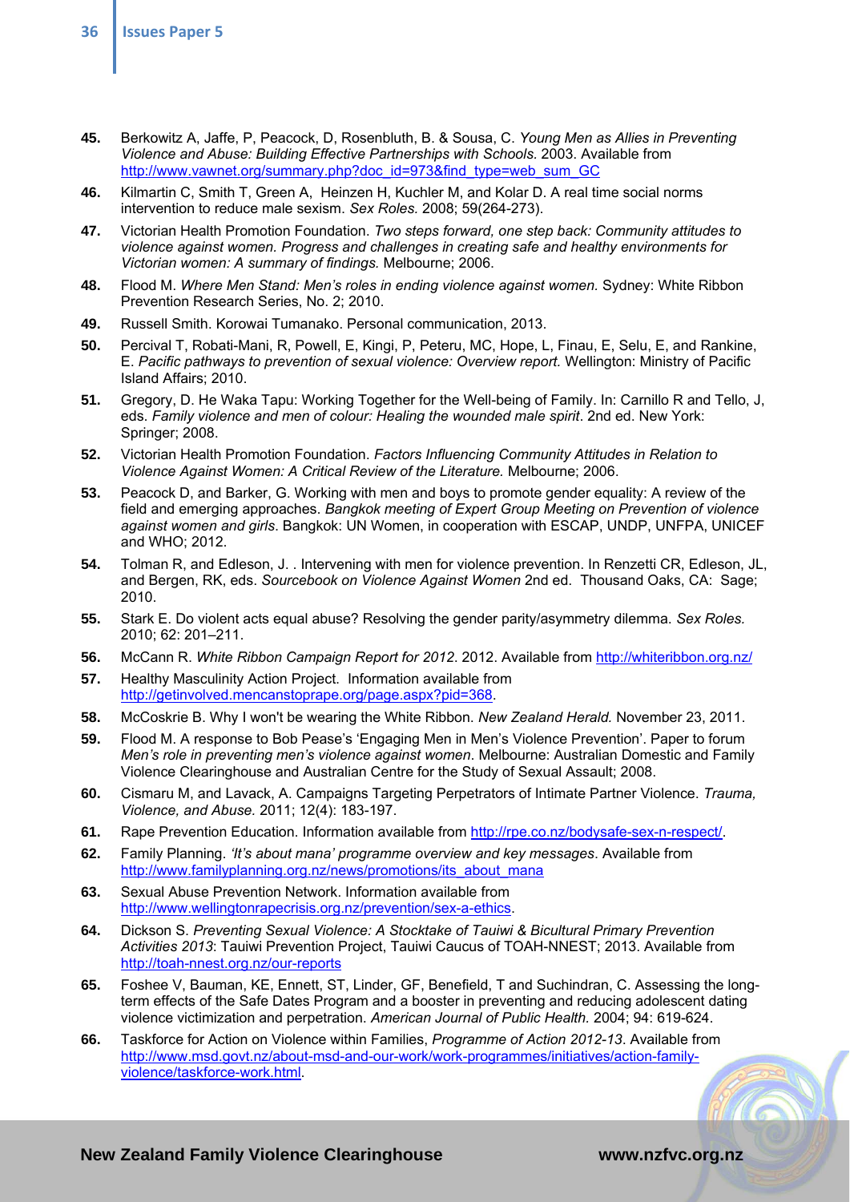45. Berkowitz A, Jaffe, P, Peacock, D, Rosenbluth, B. & Sousa, C. *Young Men as Allies in Preventing Violence and Abuse: Building Effective Partnerships with Schools.* 2003. Available from http://www.vawnet.org/summary.php?doc_id=973&find_type=web_sum_GC

46. Kilmartin C, Smith T, Green A, Heinzen H, Kuchler M, and Kolar D. A real time social norms intervention to reduce male sexism. *Sex Roles.* 2008; 59(264-273).

47. Victorian Health Promotion Foundation. *Two steps forward, one step back: Community attitudes to violence against women. Progress and challenges in creating safe and healthy environments for Victorian women: A summary of findings.* Melbourne; 2006.

48. Flood M. *Where Men Stand: Men's roles in ending violence against women.* Sydney: White Ribbon Prevention Research Series, No. 2; 2010.

49. Russell Smith. Korowai Tumanako. Personal communication, 2013.

50. Percival T, Robati-Mani, R, Powell, E, Kingi, P, Peteru, MC, Hope, L, Finau, E, Selu, E, and Rankine, E. *Pacific pathways to prevention of sexual violence: Overview report.* Wellington: Ministry of Pacific Island Affairs; 2010.

51. Gregory, D. He Waka Tapu: Working Together for the Well-being of Family. In: Carnillo R and Tello, J, eds. *Family violence and men of colour: Healing the wounded male spirit*. 2nd ed. New York: Springer; 2008.

52. Victorian Health Promotion Foundation. *Factors Influencing Community Attitudes in Relation to Violence Against Women: A Critical Review of the Literature.* Melbourne; 2006.

53. Peacock D, and Barker, G. Working with men and boys to promote gender equality: A review of the field and emerging approaches. *Bangkok meeting of Expert Group Meeting on Prevention of violence against women and girls*. Bangkok: UN Women, in cooperation with ESCAP, UNDP, UNFPA, UNICEF and WHO; 2012.

54. Tolman R, and Edleson, J. . Intervening with men for violence prevention. In Renzetti CR, Edleson, JL, and Bergen, RK, eds. *Sourcebook on Violence Against Women* 2nd ed. Thousand Oaks, CA: Sage; 2010.

55. Stark E. Do violent acts equal abuse? Resolving the gender parity/asymmetry dilemma. *Sex Roles.* 2010; 62: 201–211.

56. McCann R. *White Ribbon Campaign Report for 2012*. 2012. Available from http://whiteribbon.org.nz/

57. Healthy Masculinity Action Project. Information available from http://getinvolved.mencanstoprape.org/page.aspx?pid=368.

58. McCoskrie B. Why I won't be wearing the White Ribbon. *New Zealand Herald.* November 23, 2011.

59. Flood M. A response to Bob Pease's 'Engaging Men in Men's Violence Prevention'. Paper to forum *Men's role in preventing men's violence against women*. Melbourne: Australian Domestic and Family Violence Clearinghouse and Australian Centre for the Study of Sexual Assault; 2008.

60. Cismaru M, and Lavack, A. Campaigns Targeting Perpetrators of Intimate Partner Violence. *Trauma, Violence, and Abuse.* 2011; 12(4): 183-197.

61. Rape Prevention Education. Information available from http://rpe.co.nz/bodysafe-sex-n-respect/.

62. Family Planning. *'It's about mana' programme overview and key messages*. Available from http://www.familyplanning.org.nz/news/promotions/its_about_mana

63. Sexual Abuse Prevention Network. Information available from http://www.wellingtonrapecrisis.org.nz/prevention/sex-a-ethics.

64. Dickson S. *Preventing Sexual Violence: A Stocktake of Tauiwi & Bicultural Primary Prevention Activities 2013*: Tauiwi Prevention Project, Tauiwi Caucus of TOAH-NNEST; 2013. Available from http://toah-nnest.org.nz/our-reports

65. Foshee V, Bauman, KE, Ennett, ST, Linder, GF, Benefield, T and Suchindran, C. Assessing the long-term effects of the Safe Dates Program and a booster in preventing and reducing adolescent dating violence victimization and perpetration. *American Journal of Public Health.* 2004; 94: 619-624.

66. Taskforce for Action on Violence within Families, *Programme of Action 2012-13*. Available from http://www.msd.govt.nz/about-msd-and-our-work/work-programmes/initiatives/action-family-violence/taskforce-work.html.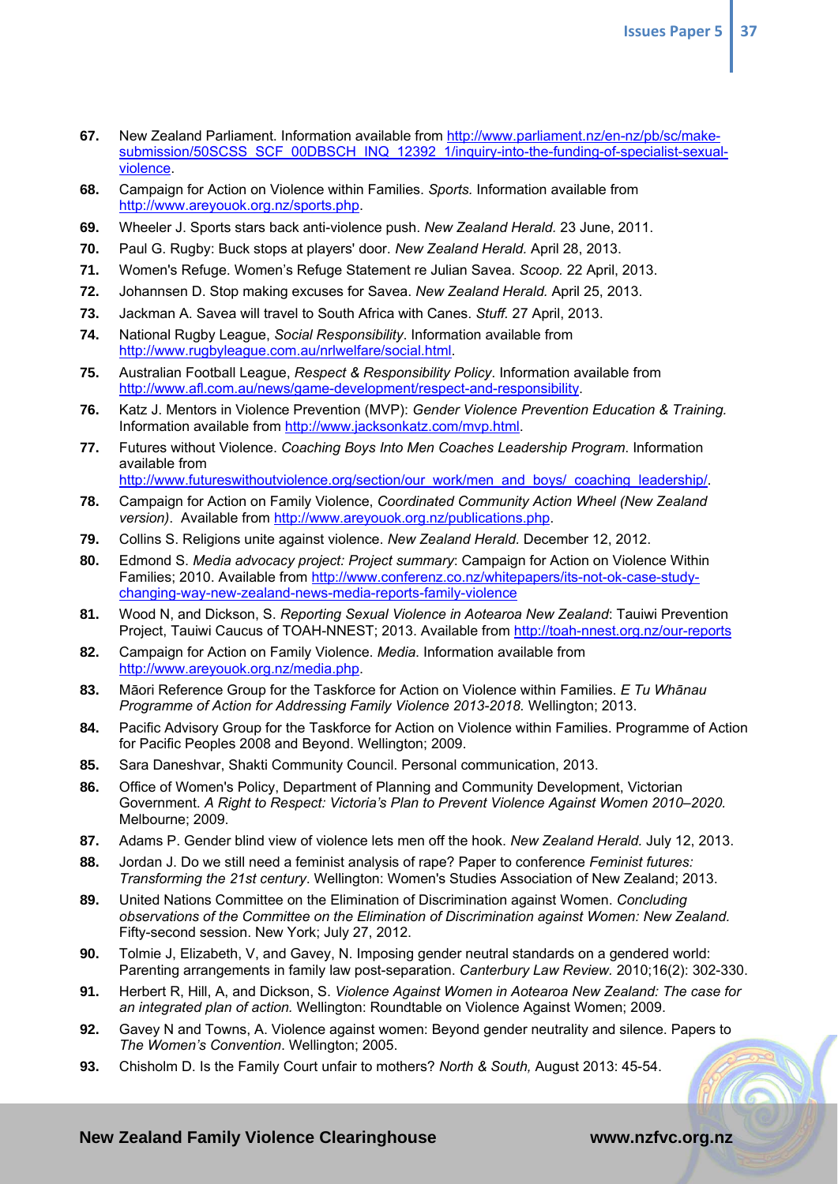67. New Zealand Parliament. Information available from http://www.parliament.nz/en-nz/pb/sc/make-submission/50SCSS_SCF_00DBSCH_INQ_12392_1/inquiry-into-the-funding-of-specialist-sexual-violence.
68. Campaign for Action on Violence within Families. *Sports.* Information available from http://www.areyouok.org.nz/sports.php.
69. Wheeler J. Sports stars back anti-violence push. *New Zealand Herald.* 23 June, 2011.
70. Paul G. Rugby: Buck stops at players' door. *New Zealand Herald.* April 28, 2013.
71. Women's Refuge. Women's Refuge Statement re Julian Savea. *Scoop.* 22 April, 2013.
72. Johannsen D. Stop making excuses for Savea. *New Zealand Herald.* April 25, 2013.
73. Jackman A. Savea will travel to South Africa with Canes. *Stuff.* 27 April, 2013.
74. National Rugby League, *Social Responsibility*. Information available from http://www.rugbyleague.com.au/nrlwelfare/social.html.
75. Australian Football League, *Respect & Responsibility Policy*. Information available from http://www.afl.com.au/news/game-development/respect-and-responsibility.
76. Katz J. Mentors in Violence Prevention (MVP): *Gender Violence Prevention Education & Training.* Information available from http://www.jacksonkatz.com/mvp.html.
77. Futures without Violence. *Coaching Boys Into Men Coaches Leadership Program.* Information available from http://www.futureswithoutviolence.org/section/our_work/men_and_boys/_coaching_leadership/.
78. Campaign for Action on Family Violence, *Coordinated Community Action Wheel (New Zealand version)*. Available from http://www.areyouok.org.nz/publications.php.
79. Collins S. Religions unite against violence. *New Zealand Herald.* December 12, 2012.
80. Edmond S. *Media advocacy project: Project summary*: Campaign for Action on Violence Within Families; 2010. Available from http://www.conferenz.co.nz/whitepapers/its-not-ok-case-study-changing-way-new-zealand-news-media-reports-family-violence
81. Wood N, and Dickson, S. *Reporting Sexual Violence in Aotearoa New Zealand*: Tauiwi Prevention Project, Tauiwi Caucus of TOAH-NNEST; 2013. Available from http://toah-nnest.org.nz/our-reports
82. Campaign for Action on Family Violence. *Media*. Information available from http://www.areyouok.org.nz/media.php.
83. Māori Reference Group for the Taskforce for Action on Violence within Families. *E Tu Whānau Programme of Action for Addressing Family Violence 2013-2018.* Wellington; 2013.
84. Pacific Advisory Group for the Taskforce for Action on Violence within Families. Programme of Action for Pacific Peoples 2008 and Beyond. Wellington; 2009.
85. Sara Daneshvar, Shakti Community Council. Personal communication, 2013.
86. Office of Women's Policy, Department of Planning and Community Development, Victorian Government. *A Right to Respect: Victoria's Plan to Prevent Violence Against Women 2010–2020.* Melbourne; 2009.
87. Adams P. Gender blind view of violence lets men off the hook. *New Zealand Herald.* July 12, 2013.
88. Jordan J. Do we still need a feminist analysis of rape? Paper to conference *Feminist futures: Transforming the 21st century*. Wellington: Women's Studies Association of New Zealand; 2013.
89. United Nations Committee on the Elimination of Discrimination against Women. *Concluding observations of the Committee on the Elimination of Discrimination against Women: New Zealand.* Fifty-second session. New York; July 27, 2012.
90. Tolmie J, Elizabeth, V, and Gavey, N. Imposing gender neutral standards on a gendered world: Parenting arrangements in family law post-separation. *Canterbury Law Review.* 2010;16(2): 302-330.
91. Herbert R, Hill, A, and Dickson, S. *Violence Against Women in Aotearoa New Zealand: The case for an integrated plan of action.* Wellington: Roundtable on Violence Against Women; 2009.
92. Gavey N and Towns, A. Violence against women: Beyond gender neutrality and silence. Papers to *The Women's Convention*. Wellington; 2005.
93. Chisholm D. Is the Family Court unfair to mothers? *North & South,* August 2013: 45-54.